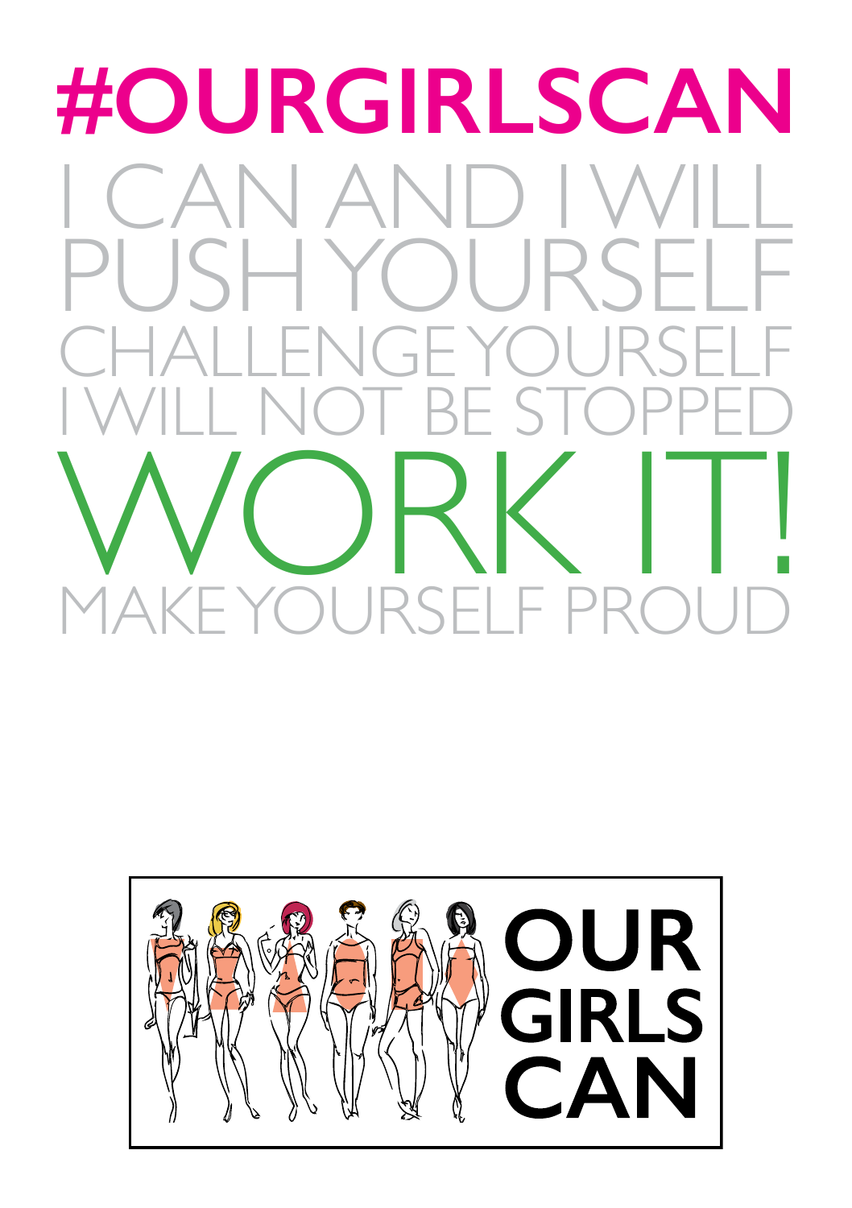# #OURGIRLSCAN

I CAN AND I WILL

PUSH YOURSELF

CHALLENGE YOURSELF

I WILL NOT BE STOPPED

## WORK IT!

MAKE YOURSELF PROUD

OUR GIRLS CAN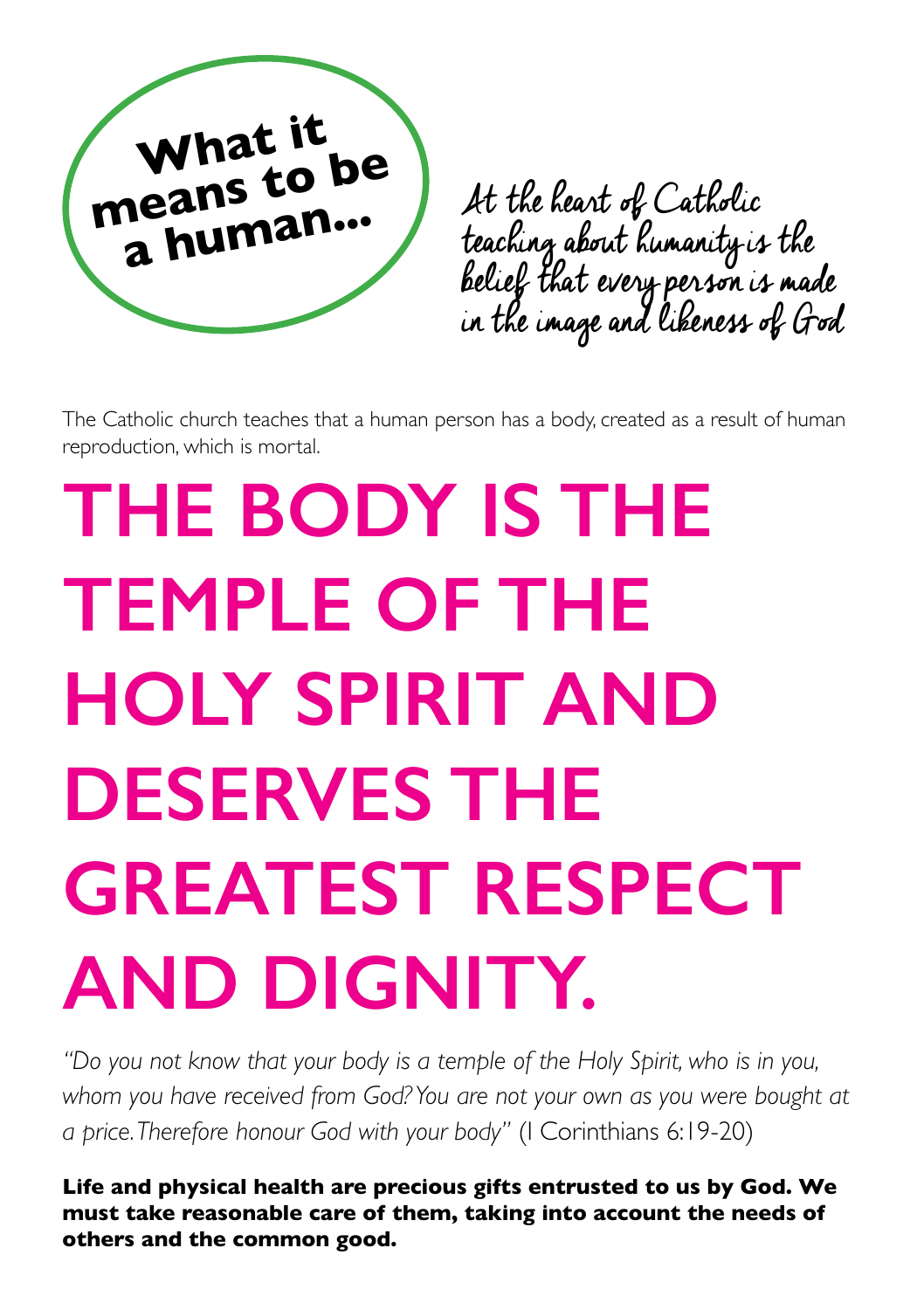# What it means to be a human...

*At the heart of Catholic teaching about humanity is the belief that every person is made in the image and likeness of God*

The Catholic church teaches that a human person has a body, created as a result of human reproduction, which is mortal.

## THE BODY IS THE TEMPLE OF THE HOLY SPIRIT AND DESERVES THE GREATEST RESPECT AND DIGNITY.

*"Do you not know that your body is a temple of the Holy Spirit, who is in you, whom you have received from God? You are not your own as you were bought at a price. Therefore honour God with your body"* (I Corinthians 6:19-20)

**Life and physical health are precious gifts entrusted to us by God. We must take reasonable care of them, taking into account the needs of others and the common good.**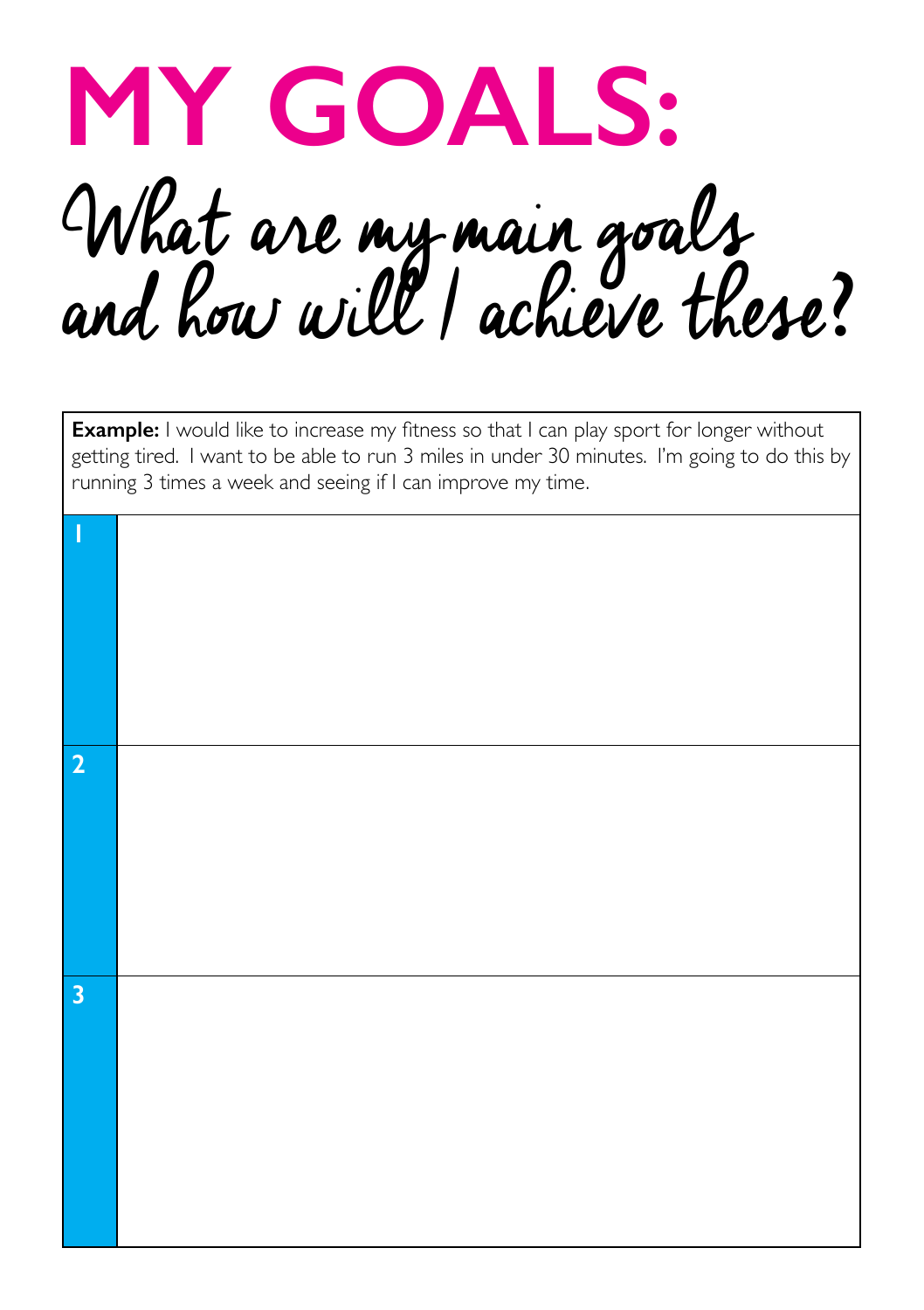# MY GOALS:

## What are my main goals and how will I achieve these?

| **Example:** I would like to increase my fitness so that I can play sport for longer without getting tired. I want to be able to run 3 miles in under 30 minutes. I'm going to do this by running 3 times a week and seeing if I can improve my time. | |
|---|---|
| 1 | |
| 2 | |
| 3 | |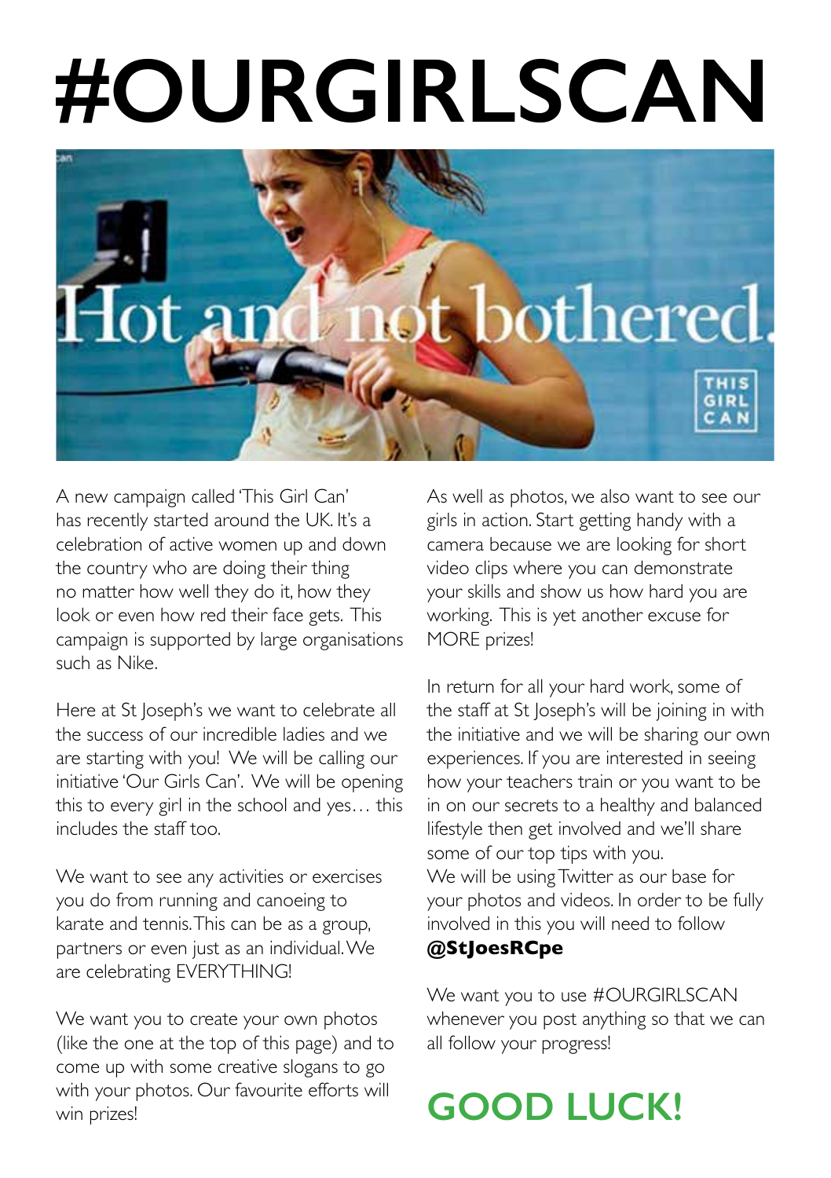# #OURGIRLSCAN

A new campaign called 'This Girl Can' has recently started around the UK. It's a celebration of active women up and down the country who are doing their thing no matter how well they do it, how they look or even how red their face gets. This campaign is supported by large organisations such as Nike.

Here at St Joseph's we want to celebrate all the success of our incredible ladies and we are starting with you! We will be calling our initiative 'Our Girls Can'. We will be opening this to every girl in the school and yes… this includes the staff too.

We want to see any activities or exercises you do from running and canoeing to karate and tennis. This can be as a group, partners or even just as an individual. We are celebrating EVERYTHING!

We want you to create your own photos (like the one at the top of this page) and to come up with some creative slogans to go with your photos. Our favourite efforts will win prizes!

As well as photos, we also want to see our girls in action. Start getting handy with a camera because we are looking for short video clips where you can demonstrate your skills and show us how hard you are working. This is yet another excuse for MORE prizes!

In return for all your hard work, some of the staff at St Joseph's will be joining in with the initiative and we will be sharing our own experiences. If you are interested in seeing how your teachers train or you want to be in on our secrets to a healthy and balanced lifestyle then get involved and we'll share some of our top tips with you.

We will be using Twitter as our base for your photos and videos. In order to be fully involved in this you will need to follow **@StJoesRCpe**

We want you to use #OURGIRLSCAN whenever you post anything so that we can all follow your progress!

## GOOD LUCK!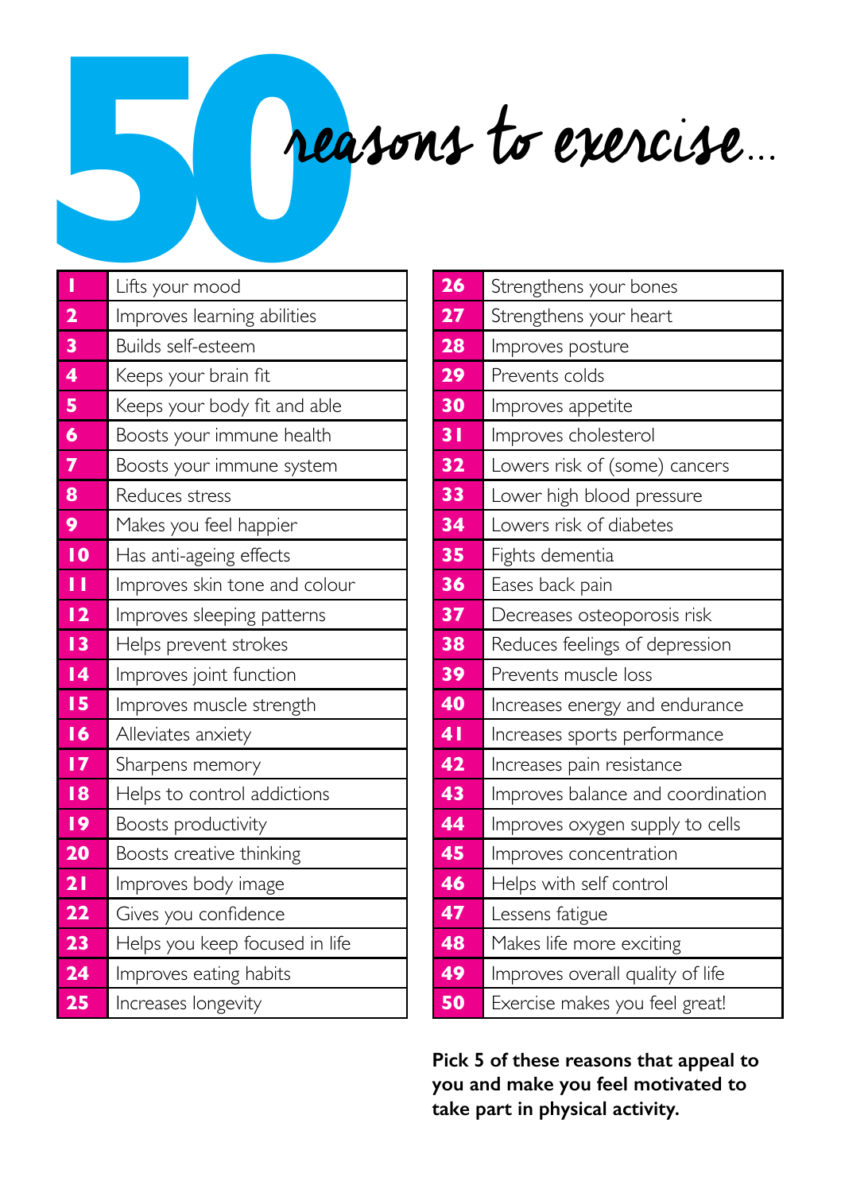# 50 reasons to exercise...

| | |
|---|---|
| 1 | Lifts your mood |
| 2 | Improves learning abilities |
| 3 | Builds self-esteem |
| 4 | Keeps your brain fit |
| 5 | Keeps your body fit and able |
| 6 | Boosts your immune health |
| 7 | Boosts your immune system |
| 8 | Reduces stress |
| 9 | Makes you feel happier |
| 10 | Has anti-ageing effects |
| 11 | Improves skin tone and colour |
| 12 | Improves sleeping patterns |
| 13 | Helps prevent strokes |
| 14 | Improves joint function |
| 15 | Improves muscle strength |
| 16 | Alleviates anxiety |
| 17 | Sharpens memory |
| 18 | Helps to control addictions |
| 19 | Boosts productivity |
| 20 | Boosts creative thinking |
| 21 | Improves body image |
| 22 | Gives you confidence |
| 23 | Helps you keep focused in life |
| 24 | Improves eating habits |
| 25 | Increases longevity |
| 26 | Strengthens your bones |
| 27 | Strengthens your heart |
| 28 | Improves posture |
| 29 | Prevents colds |
| 30 | Improves appetite |
| 31 | Improves cholesterol |
| 32 | Lowers risk of (some) cancers |
| 33 | Lower high blood pressure |
| 34 | Lowers risk of diabetes |
| 35 | Fights dementia |
| 36 | Eases back pain |
| 37 | Decreases osteoporosis risk |
| 38 | Reduces feelings of depression |
| 39 | Prevents muscle loss |
| 40 | Increases energy and endurance |
| 41 | Increases sports performance |
| 42 | Increases pain resistance |
| 43 | Improves balance and coordination |
| 44 | Improves oxygen supply to cells |
| 45 | Improves concentration |
| 46 | Helps with self control |
| 47 | Lessens fatigue |
| 48 | Makes life more exciting |
| 49 | Improves overall quality of life |
| 50 | Exercise makes you feel great! |

**Pick 5 of these reasons that appeal to you and make you feel motivated to take part in physical activity.**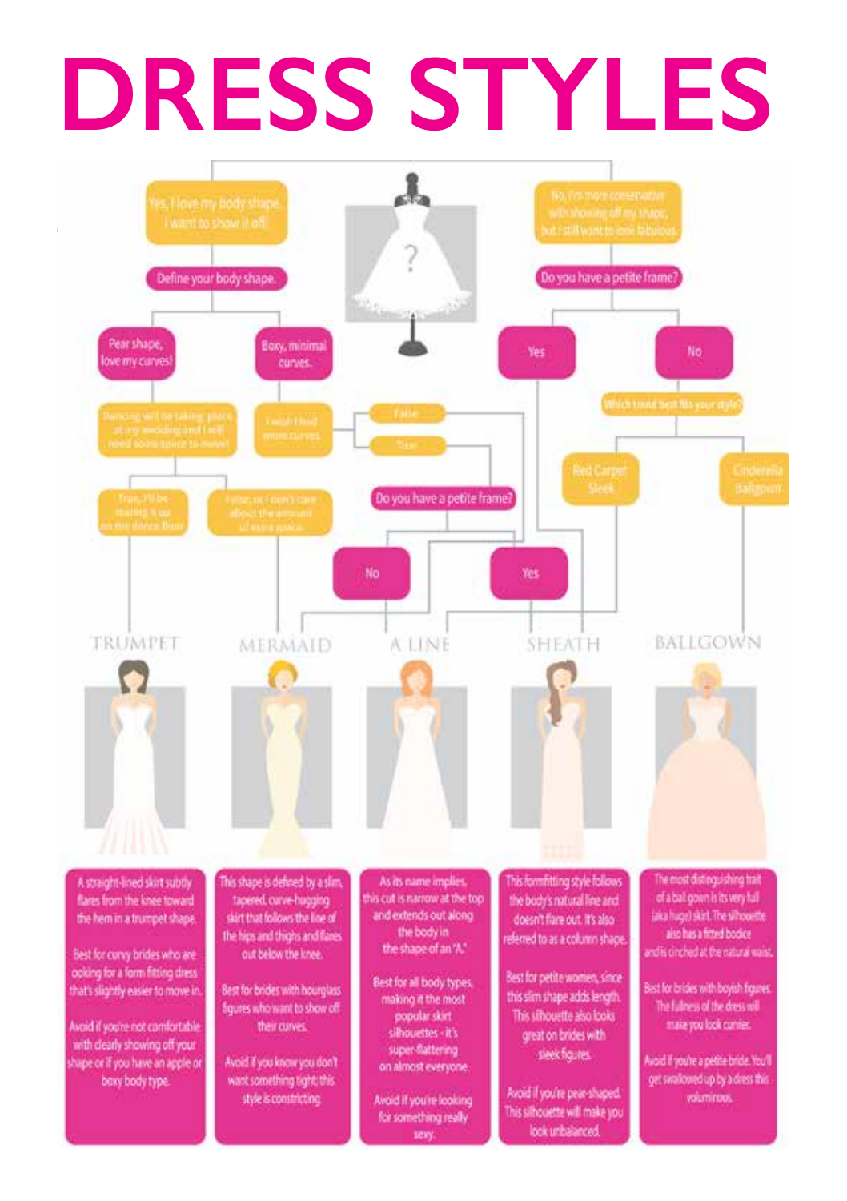# DRESS STYLES

Yes, I love my body shape. I want to show it off!

Define your body shape.

Pear shape, love my curves!

Boxy, minimal curves.

Dancing will be taking place at my wedding and I will need some space to move!

I wish I had more curves.

True, I'll be tearing it up on the dance floor

False, so I don't care about the amount of extra space.

False

True

Do you have a petite frame?

No

Yes

No, I'm more conservative with showing off my shape, but I still want to look fabulous.

Do you have a petite frame?

Yes

No

Which trend best fits your style?

Red Carpet Sleek

Cinderella Ballgown

## TRUMPET

A straight-lined skirt subtly flares from the knee toward the hem in a trumpet shape.

Best for curvy brides who are looking for a form fitting dress that's slightly easier to move in.

Avoid if you're not comfortable with clearly showing off your shape or if you have an apple or boxy body type.

## MERMAID

This shape is defined by a slim, tapered, curve-hugging skirt that follows the line of the hips and thighs and flares out below the knee.

Best for brides with hourglass figures who want to show off their curves.

Avoid if you know you don't want something tight: this style is constricting.

## A LINE

As its name implies, this cut is narrow at the top and extends out along the body in the shape of an "A."

Best for all body types, making it the most popular skirt silhouettes - it's super-flattering on almost everyone.

Avoid if you're looking for something really sexy.

## SHEATH

This formfitting style follows the body's natural line and doesn't flare out. It's also referred to as a column shape.

Best for petite women, since this slim shape adds length. This silhouette also looks great on brides with sleek figures.

Avoid if you're pear-shaped. This silhouette will make you look unbalanced.

## BALLGOWN

The most distinguishing trait of a ball gown is its very full (aka huge) skirt. The silhouette also has a fitted bodice and is cinched at the natural waist.

Best for brides with boyish figures. The fullness of the dress will make you look curvier.

Avoid if you're a petite bride. You'll get swallowed up by a dress this voluminous.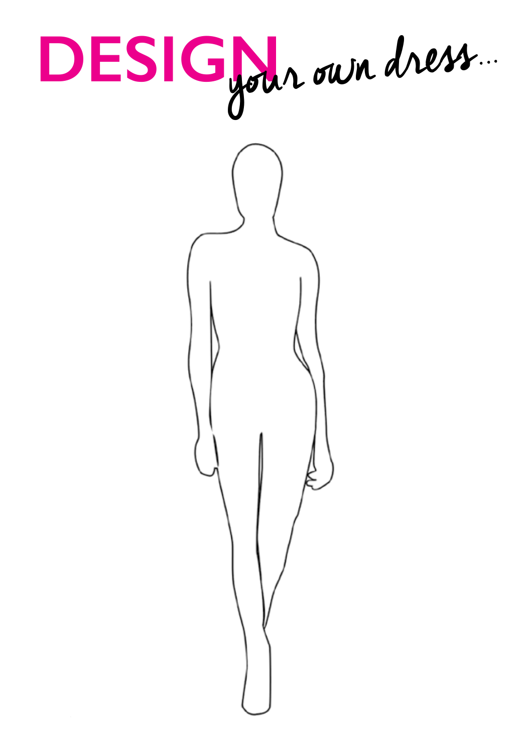# DESIGN *your own dress...*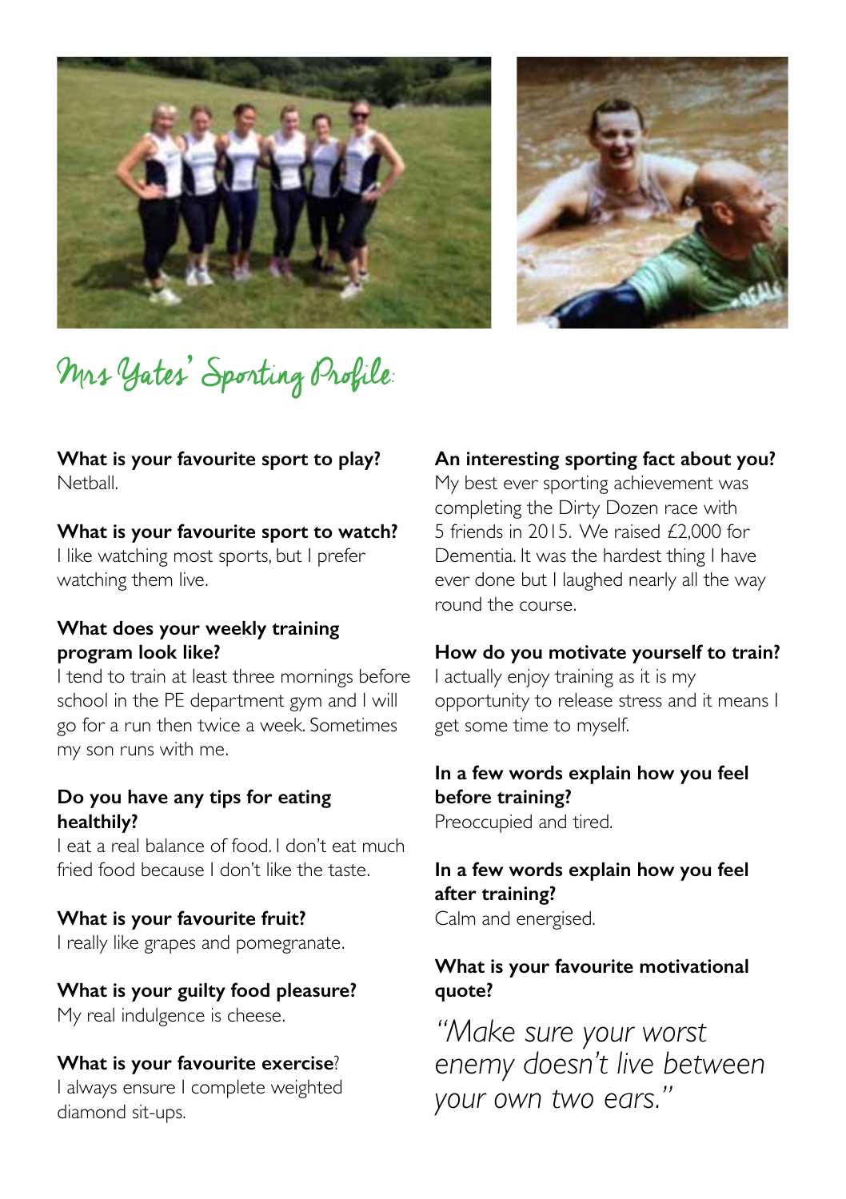# Mrs Yates' Sporting Profile:

**What is your favourite sport to play?**
Netball.

**What is your favourite sport to watch?**
I like watching most sports, but I prefer watching them live.

**What does your weekly training program look like?**
I tend to train at least three mornings before school in the PE department gym and I will go for a run then twice a week. Sometimes my son runs with me.

**Do you have any tips for eating healthily?**
I eat a real balance of food. I don't eat much fried food because I don't like the taste.

**What is your favourite fruit?**
I really like grapes and pomegranate.

**What is your guilty food pleasure?**
My real indulgence is cheese.

**What is your favourite exercise**?
I always ensure I complete weighted diamond sit-ups.

**An interesting sporting fact about you?**
My best ever sporting achievement was completing the Dirty Dozen race with 5 friends in 2015. We raised £2,000 for Dementia. It was the hardest thing I have ever done but I laughed nearly all the way round the course.

**How do you motivate yourself to train?**
I actually enjoy training as it is my opportunity to release stress and it means I get some time to myself.

**In a few words explain how you feel before training?**
Preoccupied and tired.

**In a few words explain how you feel after training?**
Calm and energised.

**What is your favourite motivational quote?**

*"Make sure your worst enemy doesn't live between your own two ears."*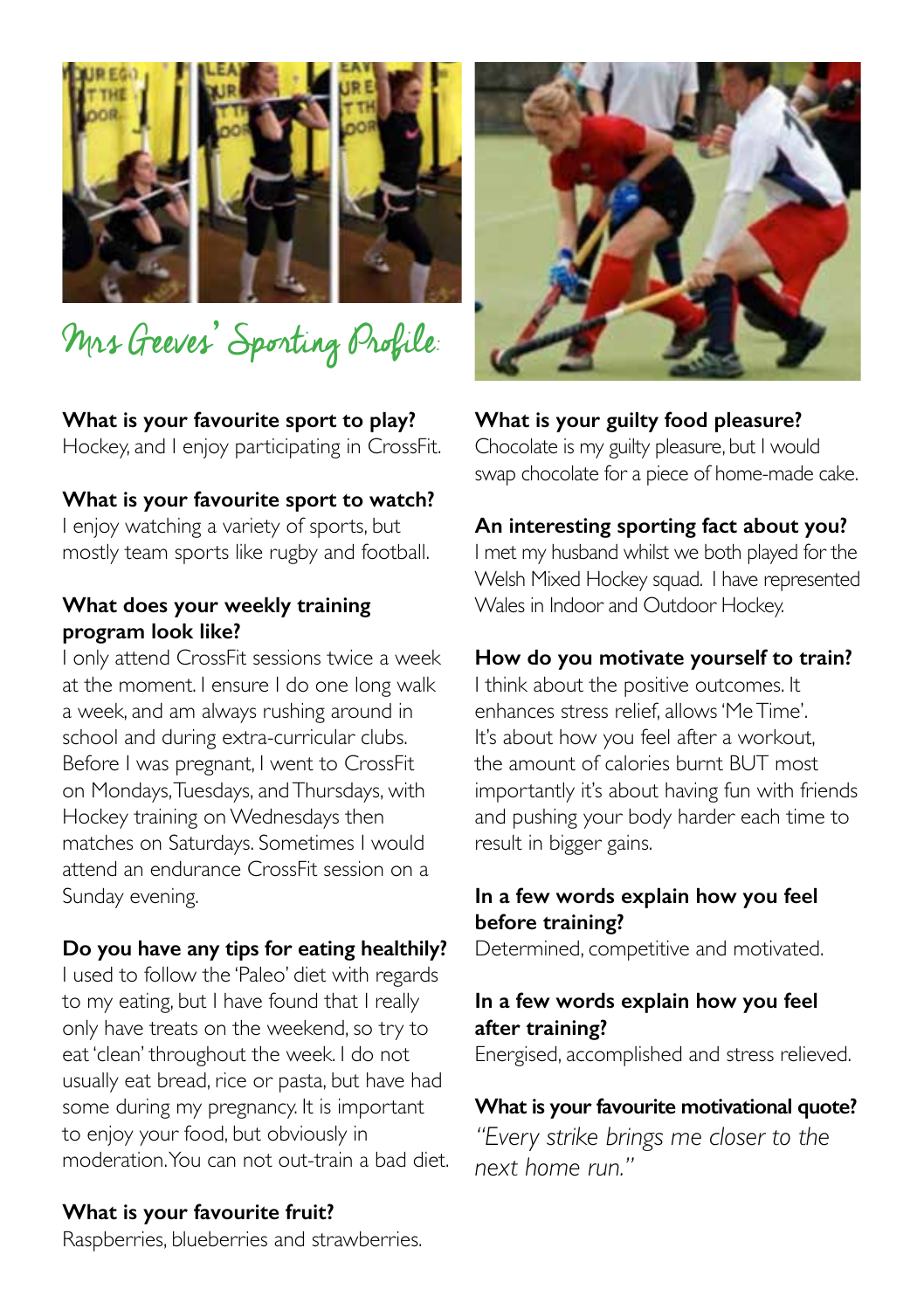# Mrs Greeves' Sporting Profile:

**What is your favourite sport to play?**
Hockey, and I enjoy participating in CrossFit.

**What is your favourite sport to watch?**
I enjoy watching a variety of sports, but mostly team sports like rugby and football.

**What does your weekly training program look like?**
I only attend CrossFit sessions twice a week at the moment. I ensure I do one long walk a week, and am always rushing around in school and during extra-curricular clubs. Before I was pregnant, I went to CrossFit on Mondays, Tuesdays, and Thursdays, with Hockey training on Wednesdays then matches on Saturdays. Sometimes I would attend an endurance CrossFit session on a Sunday evening.

**Do you have any tips for eating healthily?**
I used to follow the 'Paleo' diet with regards to my eating, but I have found that I really only have treats on the weekend, so try to eat 'clean' throughout the week. I do not usually eat bread, rice or pasta, but have had some during my pregnancy. It is important to enjoy your food, but obviously in moderation. You can not out-train a bad diet.

**What is your favourite fruit?**
Raspberries, blueberries and strawberries.

**What is your guilty food pleasure?**
Chocolate is my guilty pleasure, but I would swap chocolate for a piece of home-made cake.

**An interesting sporting fact about you?**
I met my husband whilst we both played for the Welsh Mixed Hockey squad. I have represented Wales in Indoor and Outdoor Hockey.

**How do you motivate yourself to train?**
I think about the positive outcomes. It enhances stress relief, allows 'Me Time'. It's about how you feel after a workout, the amount of calories burnt BUT most importantly it's about having fun with friends and pushing your body harder each time to result in bigger gains.

**In a few words explain how you feel before training?**
Determined, competitive and motivated.

**In a few words explain how you feel after training?**
Energised, accomplished and stress relieved.

**What is your favourite motivational quote?**
*"Every strike brings me closer to the next home run."*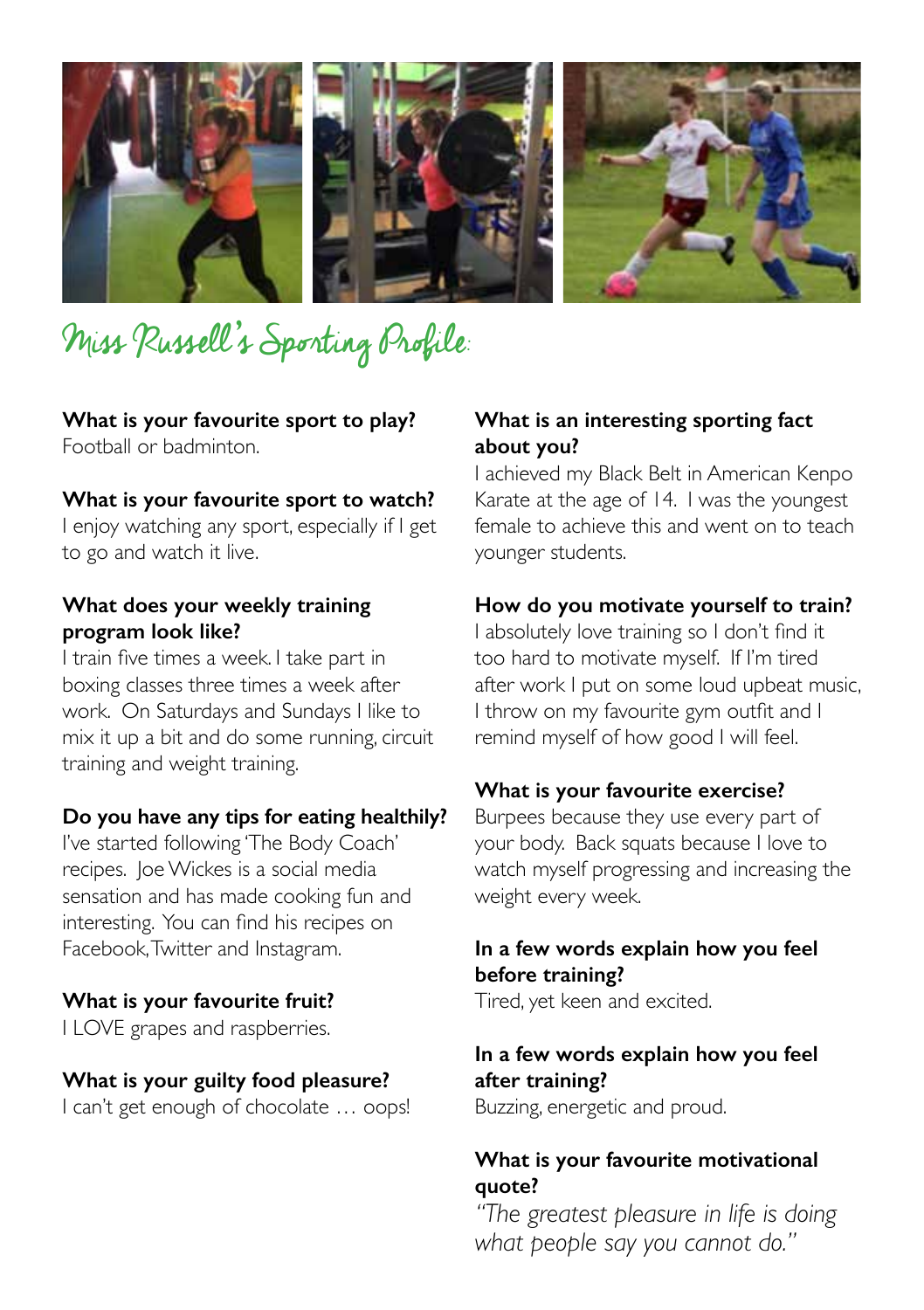# Miss Russell's Sporting Profile:

**What is your favourite sport to play?**
Football or badminton.

**What is your favourite sport to watch?**
I enjoy watching any sport, especially if I get to go and watch it live.

**What does your weekly training program look like?**
I train five times a week. I take part in boxing classes three times a week after work. On Saturdays and Sundays I like to mix it up a bit and do some running, circuit training and weight training.

**Do you have any tips for eating healthily?**
I've started following 'The Body Coach' recipes. Joe Wickes is a social media sensation and has made cooking fun and interesting. You can find his recipes on Facebook, Twitter and Instagram.

**What is your favourite fruit?**
I LOVE grapes and raspberries.

**What is your guilty food pleasure?**
I can't get enough of chocolate … oops!

**What is an interesting sporting fact about you?**
I achieved my Black Belt in American Kenpo Karate at the age of 14. I was the youngest female to achieve this and went on to teach younger students.

**How do you motivate yourself to train?**
I absolutely love training so I don't find it too hard to motivate myself. If I'm tired after work I put on some loud upbeat music, I throw on my favourite gym outfit and I remind myself of how good I will feel.

**What is your favourite exercise?**
Burpees because they use every part of your body. Back squats because I love to watch myself progressing and increasing the weight every week.

**In a few words explain how you feel before training?**
Tired, yet keen and excited.

**In a few words explain how you feel after training?**
Buzzing, energetic and proud.

**What is your favourite motivational quote?**
*"The greatest pleasure in life is doing what people say you cannot do."*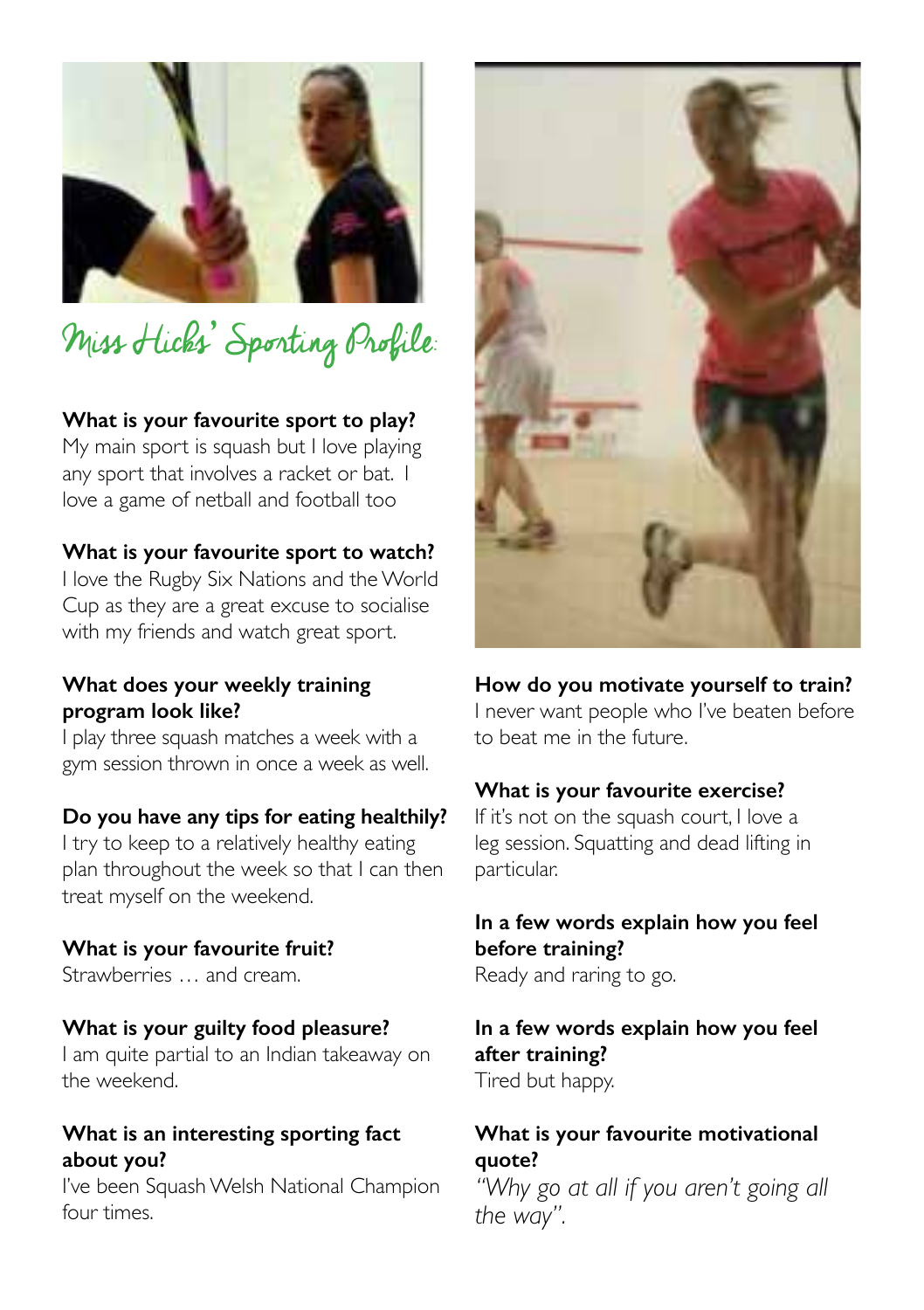# Miss Hicks' Sporting Profile:

**What is your favourite sport to play?**
My main sport is squash but I love playing any sport that involves a racket or bat. I love a game of netball and football too

**What is your favourite sport to watch?**
I love the Rugby Six Nations and the World Cup as they are a great excuse to socialise with my friends and watch great sport.

**What does your weekly training program look like?**
I play three squash matches a week with a gym session thrown in once a week as well.

**Do you have any tips for eating healthily?**
I try to keep to a relatively healthy eating plan throughout the week so that I can then treat myself on the weekend.

**What is your favourite fruit?**
Strawberries … and cream.

**What is your guilty food pleasure?**
I am quite partial to an Indian takeaway on the weekend.

**What is an interesting sporting fact about you?**
I've been Squash Welsh National Champion four times.

**How do you motivate yourself to train?**
I never want people who I've beaten before to beat me in the future.

**What is your favourite exercise?**
If it's not on the squash court, I love a leg session. Squatting and dead lifting in particular.

**In a few words explain how you feel before training?**
Ready and raring to go.

**In a few words explain how you feel after training?**
Tired but happy.

**What is your favourite motivational quote?**
*"Why go at all if you aren't going all the way".*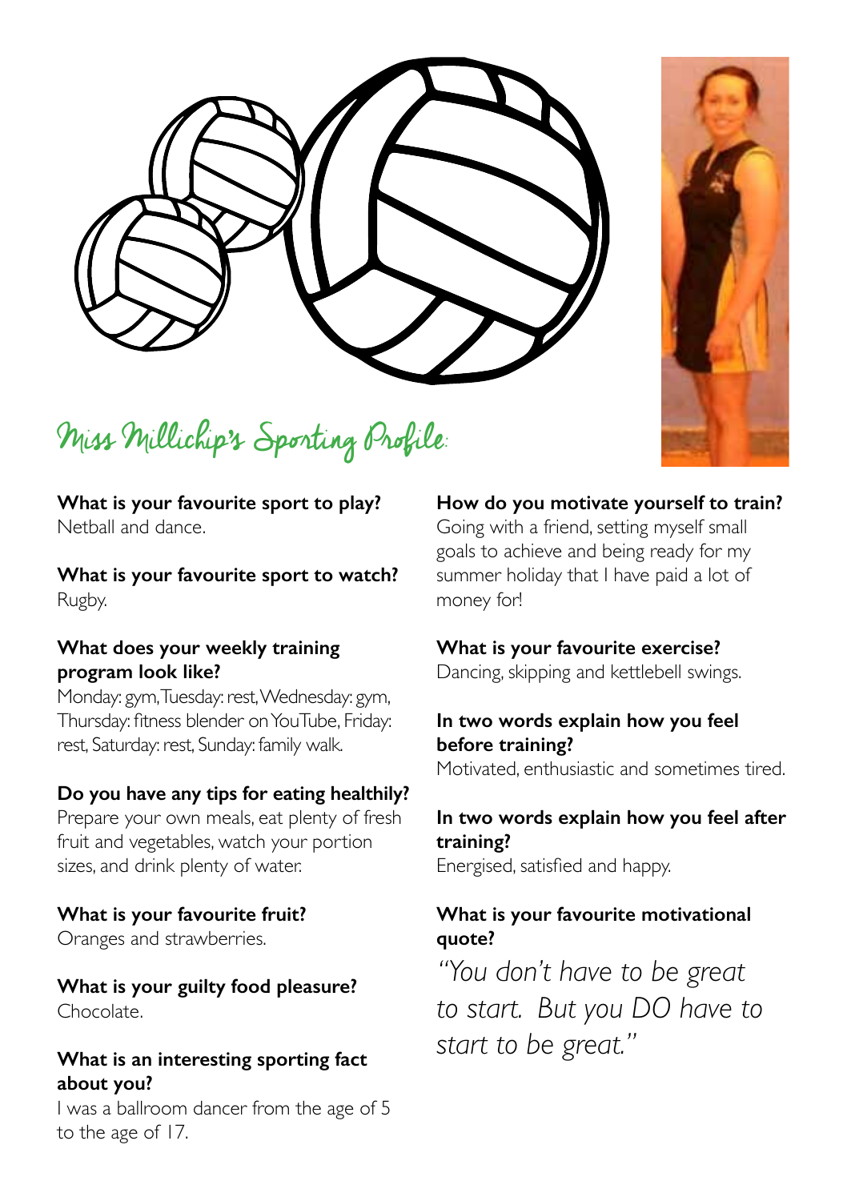# Miss Millichip's Sporting Profile:

**What is your favourite sport to play?**
Netball and dance.

**What is your favourite sport to watch?**
Rugby.

**What does your weekly training program look like?**
Monday: gym, Tuesday: rest, Wednesday: gym, Thursday: fitness blender on YouTube, Friday: rest, Saturday: rest, Sunday: family walk.

**Do you have any tips for eating healthily?**
Prepare your own meals, eat plenty of fresh fruit and vegetables, watch your portion sizes, and drink plenty of water.

**What is your favourite fruit?**
Oranges and strawberries.

**What is your guilty food pleasure?**
Chocolate.

**What is an interesting sporting fact about you?**
I was a ballroom dancer from the age of 5 to the age of 17.

**How do you motivate yourself to train?**
Going with a friend, setting myself small goals to achieve and being ready for my summer holiday that I have paid a lot of money for!

**What is your favourite exercise?**
Dancing, skipping and kettlebell swings.

**In two words explain how you feel before training?**
Motivated, enthusiastic and sometimes tired.

**In two words explain how you feel after training?**
Energised, satisfied and happy.

**What is your favourite motivational quote?**

*"You don't have to be great to start. But you DO have to start to be great."*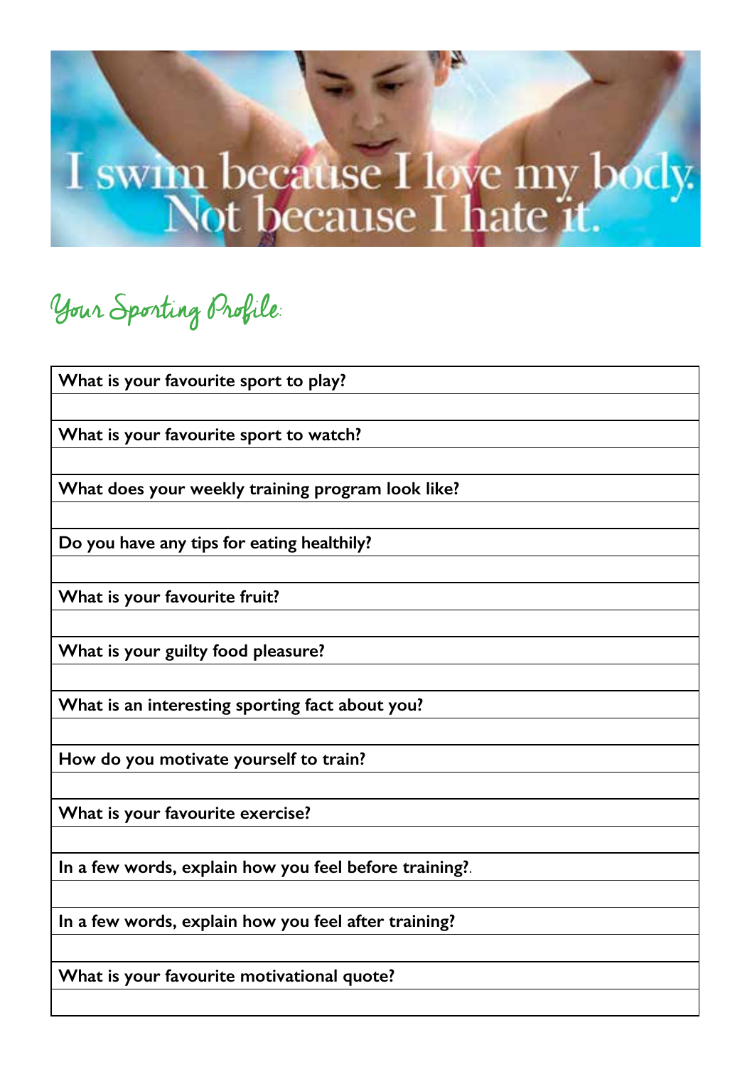I swim because I love my body. Not because I hate it.

## Your Sporting Profile:

| What is your favourite sport to play? |
|---|
| |
| **What is your favourite sport to watch?** |
| |
| **What does your weekly training program look like?** |
| |
| **Do you have any tips for eating healthily?** |
| |
| **What is your favourite fruit?** |
| |
| **What is your guilty food pleasure?** |
| |
| **What is an interesting sporting fact about you?** |
| |
| **How do you motivate yourself to train?** |
| |
| **What is your favourite exercise?** |
| |
| **In a few words, explain how you feel before training?**. |
| |
| **In a few words, explain how you feel after training?** |
| |
| **What is your favourite motivational quote?** |
| |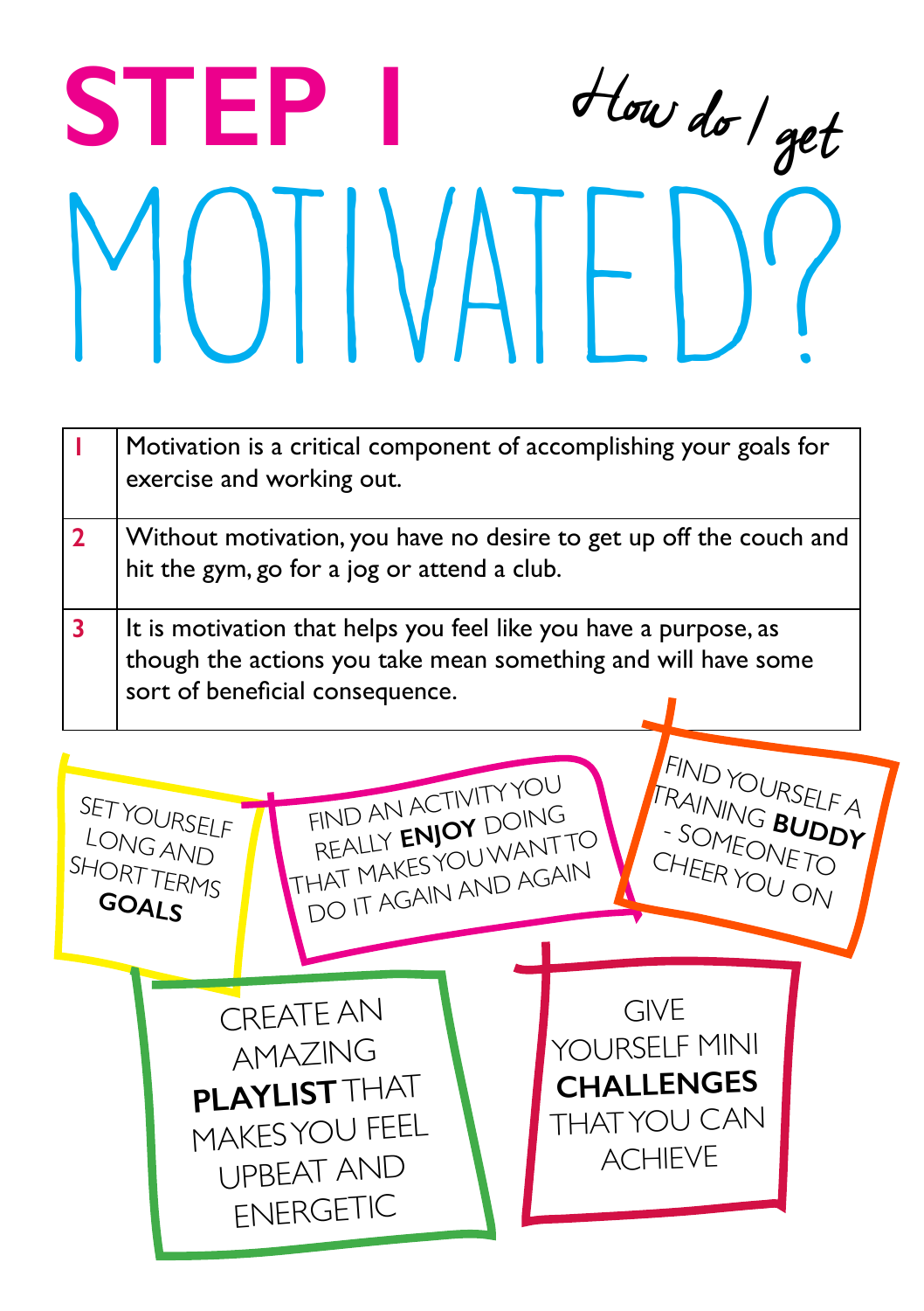# STEP 1

## How do I get MOTIVATED?

| | |
|---|---|
| 1 | Motivation is a critical component of accomplishing your goals for exercise and working out. |
| 2 | Without motivation, you have no desire to get up off the couch and hit the gym, go for a jog or attend a club. |
| 3 | It is motivation that helps you feel like you have a purpose, as though the actions you take mean something and will have some sort of beneficial consequence. |

SET YOURSELF LONG AND SHORT TERMS **GOALS**

FIND AN ACTIVITY YOU REALLY **ENJOY** DOING THAT MAKES YOU WANT TO DO IT AGAIN AND AGAIN

FIND YOURSELF A TRAINING **BUDDY** - SOMEONE TO CHEER YOU ON

CREATE AN AMAZING **PLAYLIST** THAT MAKES YOU FEEL UPBEAT AND ENERGETIC

GIVE YOURSELF MINI **CHALLENGES** THAT YOU CAN ACHIEVE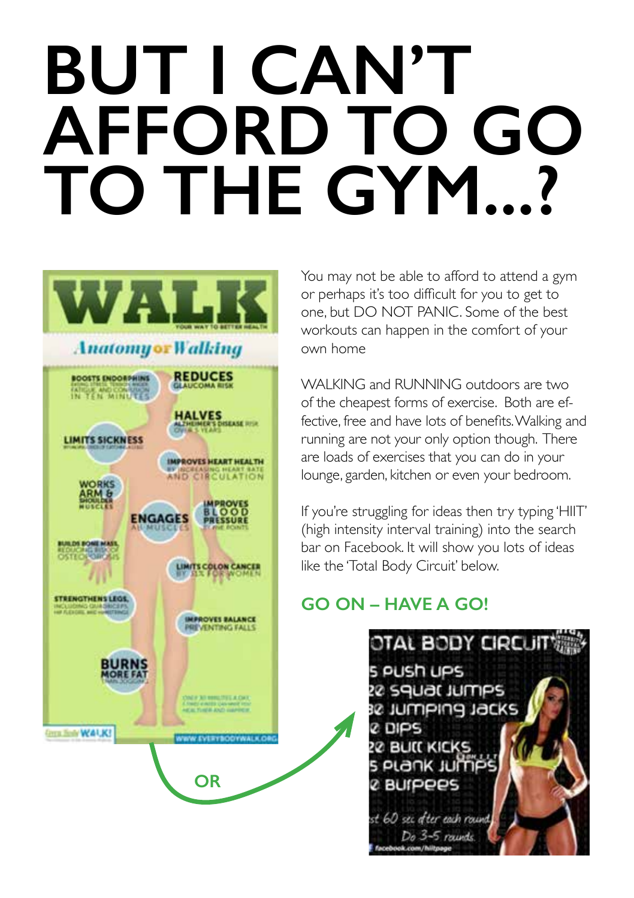# BUT I CAN'T AFFORD TO GO TO THE GYM...?

You may not be able to afford to attend a gym or perhaps it's too difficult for you to get to one, but DO NOT PANIC. Some of the best workouts can happen in the comfort of your own home

WALKING and RUNNING outdoors are two of the cheapest forms of exercise. Both are effective, free and have lots of benefits. Walking and running are not your only option though. There are loads of exercises that you can do in your lounge, garden, kitchen or even your bedroom.

If you're struggling for ideas then try typing 'HIIT' (high intensity interval training) into the search bar on Facebook. It will show you lots of ideas like the 'Total Body Circuit' below.

## GO ON – HAVE A GO!

OR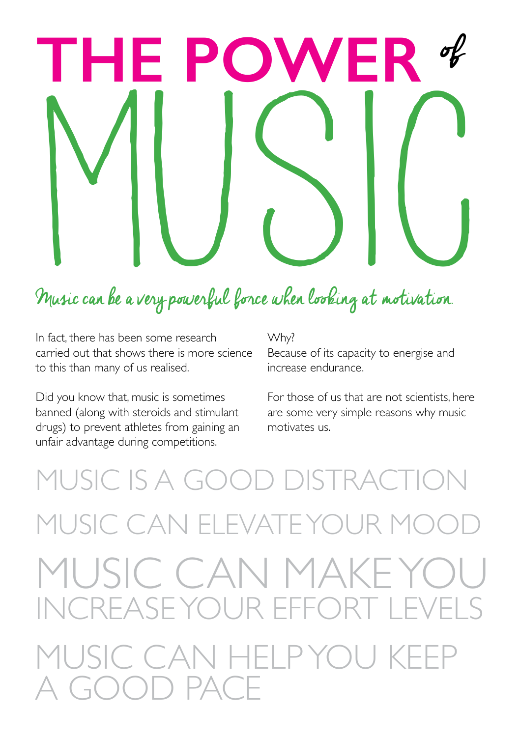# THE POWER *of* MUSIC

*Music can be a very powerful force when looking at motivation.*

In fact, there has been some research carried out that shows there is more science to this than many of us realised.

Did you know that, music is sometimes banned (along with steroids and stimulant drugs) to prevent athletes from gaining an unfair advantage during competitions.

Why?
Because of its capacity to energise and increase endurance.

For those of us that are not scientists, here are some very simple reasons why music motivates us.

## MUSIC IS A GOOD DISTRACTION

## MUSIC CAN ELEVATE YOUR MOOD

## MUSIC CAN MAKE YOU INCREASE YOUR EFFORT LEVELS

## MUSIC CAN HELP YOU KEEP A GOOD PACE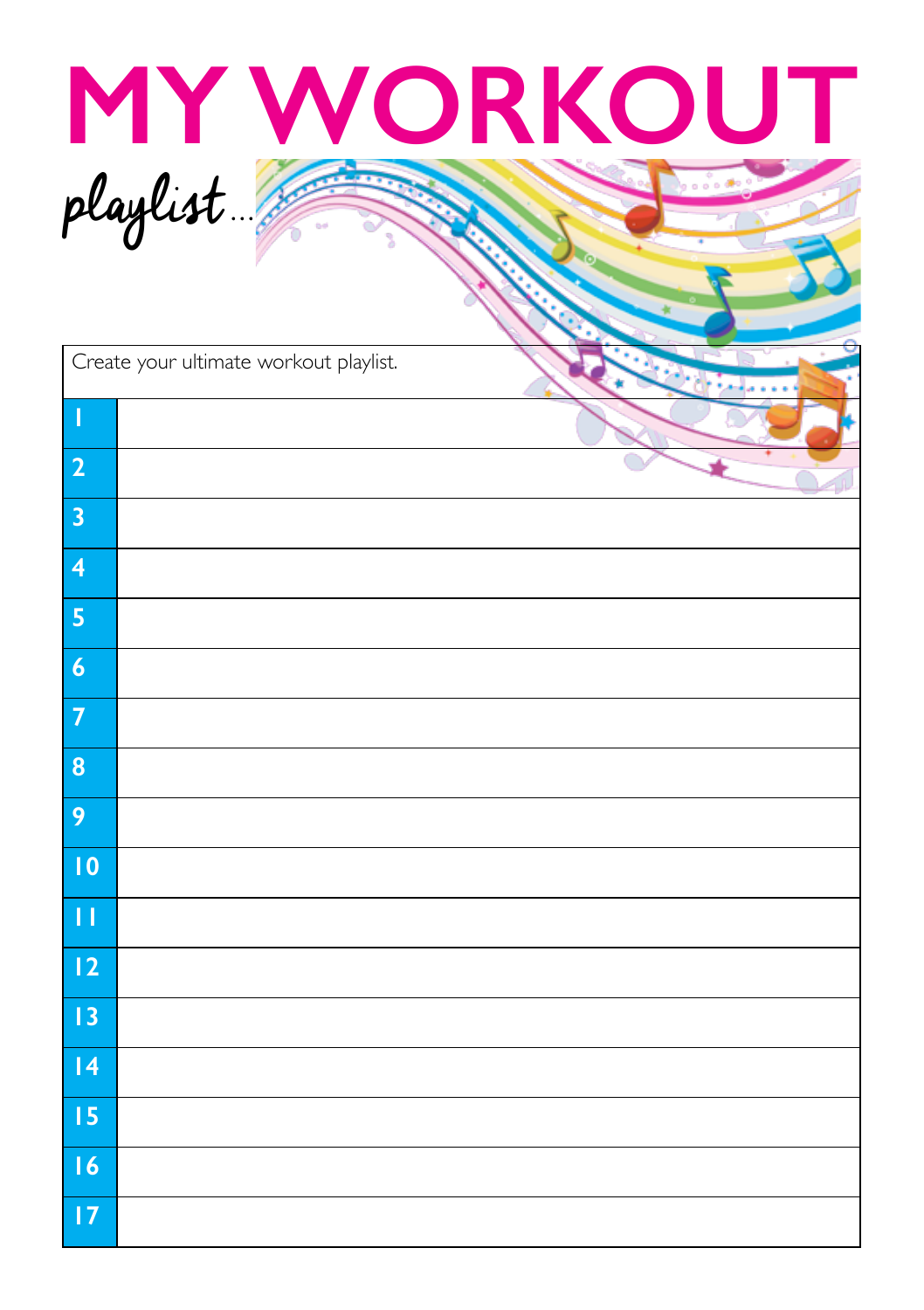# MY WORKOUT

*playlist...*

| Create your ultimate workout playlist. | |
|---|---|
| 1 | |
| 2 | |
| 3 | |
| 4 | |
| 5 | |
| 6 | |
| 7 | |
| 8 | |
| 9 | |
| 10 | |
| 11 | |
| 12 | |
| 13 | |
| 14 | |
| 15 | |
| 16 | |
| 17 | |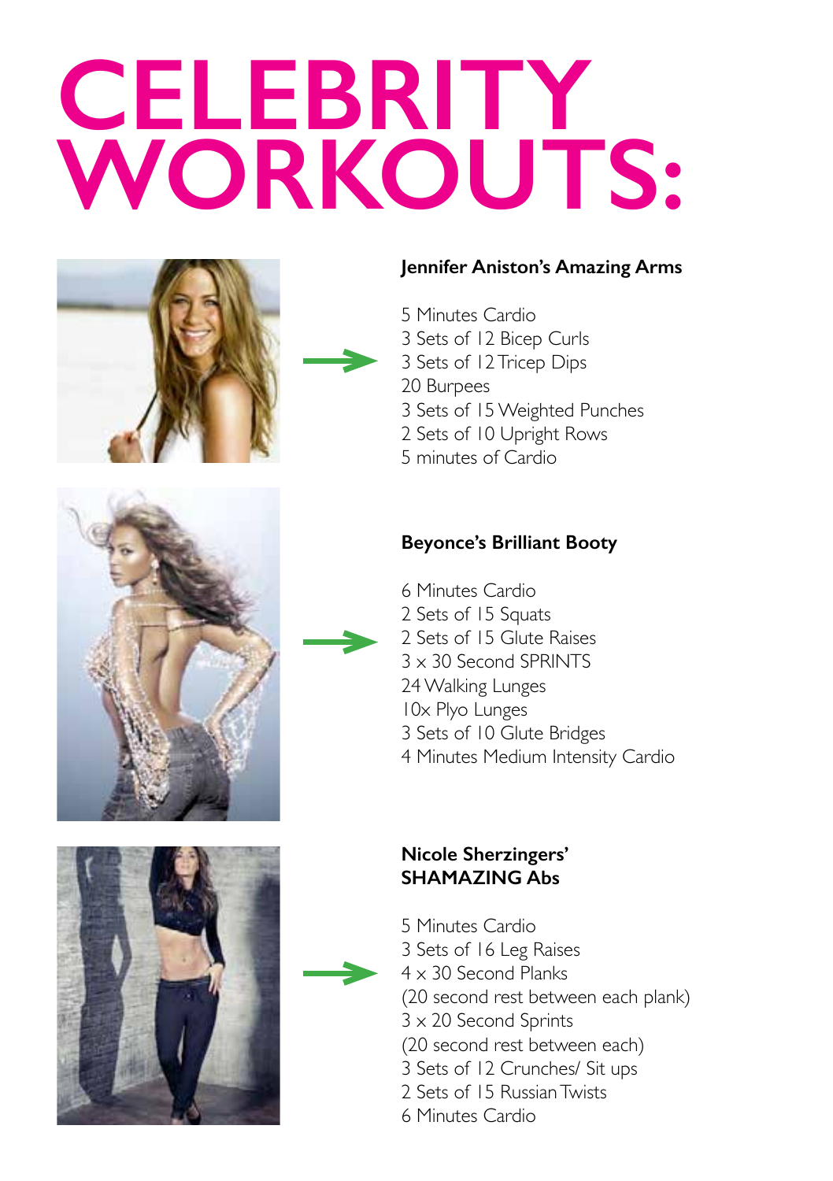# CELEBRITY WORKOUTS:

### Jennifer Aniston's Amazing Arms

5 Minutes Cardio
3 Sets of 12 Bicep Curls
3 Sets of 12 Tricep Dips
20 Burpees
3 Sets of 15 Weighted Punches
2 Sets of 10 Upright Rows
5 minutes of Cardio

### Beyonce's Brilliant Booty

6 Minutes Cardio
2 Sets of 15 Squats
2 Sets of 15 Glute Raises
3 x 30 Second SPRINTS
24 Walking Lunges
10x Plyo Lunges
3 Sets of 10 Glute Bridges
4 Minutes Medium Intensity Cardio

### Nicole Sherzingers' SHAMAZING Abs

5 Minutes Cardio
3 Sets of 16 Leg Raises
4 x 30 Second Planks
(20 second rest between each plank)
3 x 20 Second Sprints
(20 second rest between each)
3 Sets of 12 Crunches/ Sit ups
2 Sets of 15 Russian Twists
6 Minutes Cardio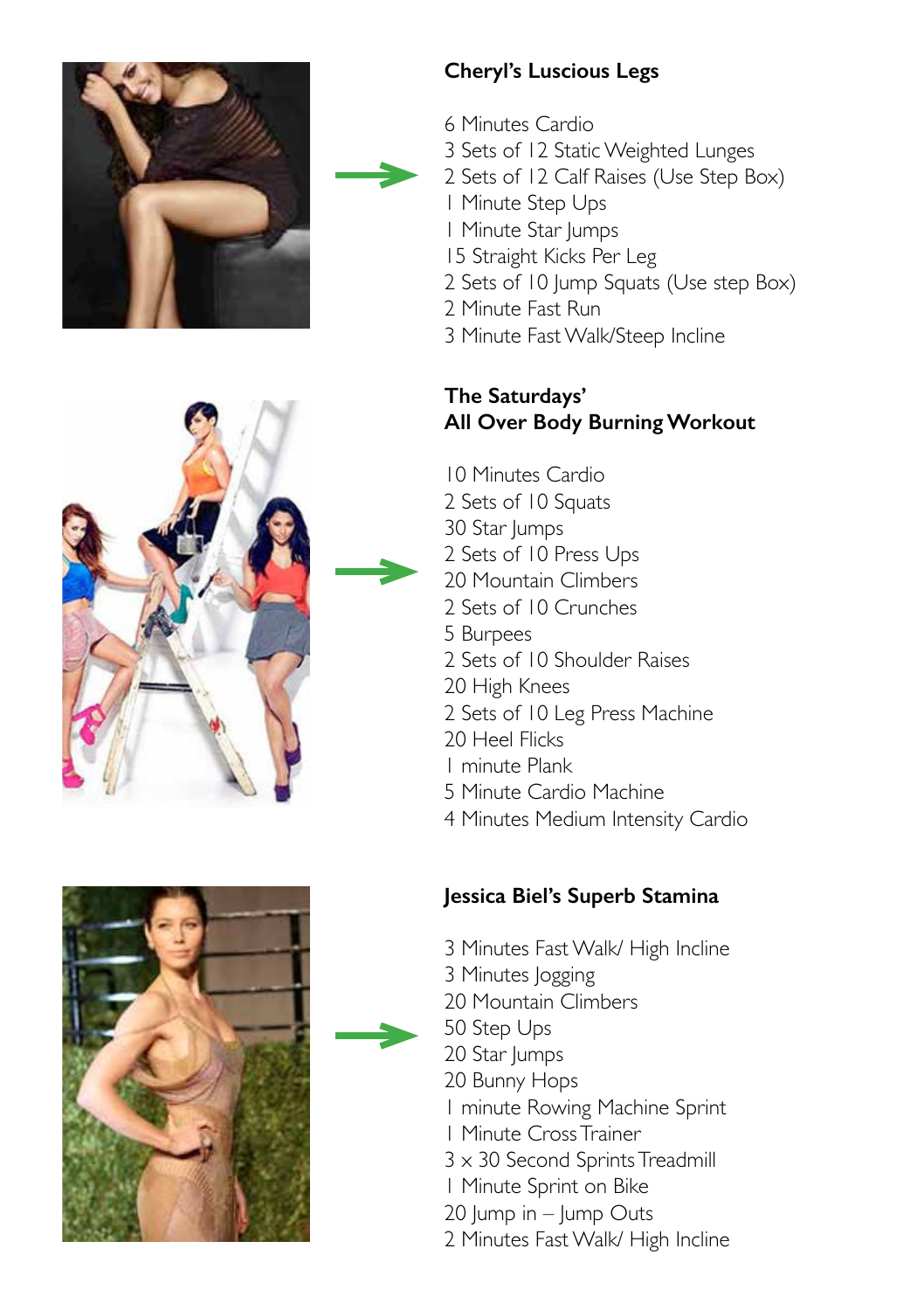## Cheryl's Luscious Legs

6 Minutes Cardio
3 Sets of 12 Static Weighted Lunges
2 Sets of 12 Calf Raises (Use Step Box)
1 Minute Step Ups
1 Minute Star Jumps
15 Straight Kicks Per Leg
2 Sets of 10 Jump Squats (Use step Box)
2 Minute Fast Run
3 Minute Fast Walk/Steep Incline

## The Saturdays' All Over Body Burning Workout

10 Minutes Cardio
2 Sets of 10 Squats
30 Star Jumps
2 Sets of 10 Press Ups
20 Mountain Climbers
2 Sets of 10 Crunches
5 Burpees
2 Sets of 10 Shoulder Raises
20 High Knees
2 Sets of 10 Leg Press Machine
20 Heel Flicks
1 minute Plank
5 Minute Cardio Machine
4 Minutes Medium Intensity Cardio

## Jessica Biel's Superb Stamina

3 Minutes Fast Walk/ High Incline
3 Minutes Jogging
20 Mountain Climbers
50 Step Ups
20 Star Jumps
20 Bunny Hops
1 minute Rowing Machine Sprint
1 Minute Cross Trainer
3 x 30 Second Sprints Treadmill
1 Minute Sprint on Bike
20 Jump in – Jump Outs
2 Minutes Fast Walk/ High Incline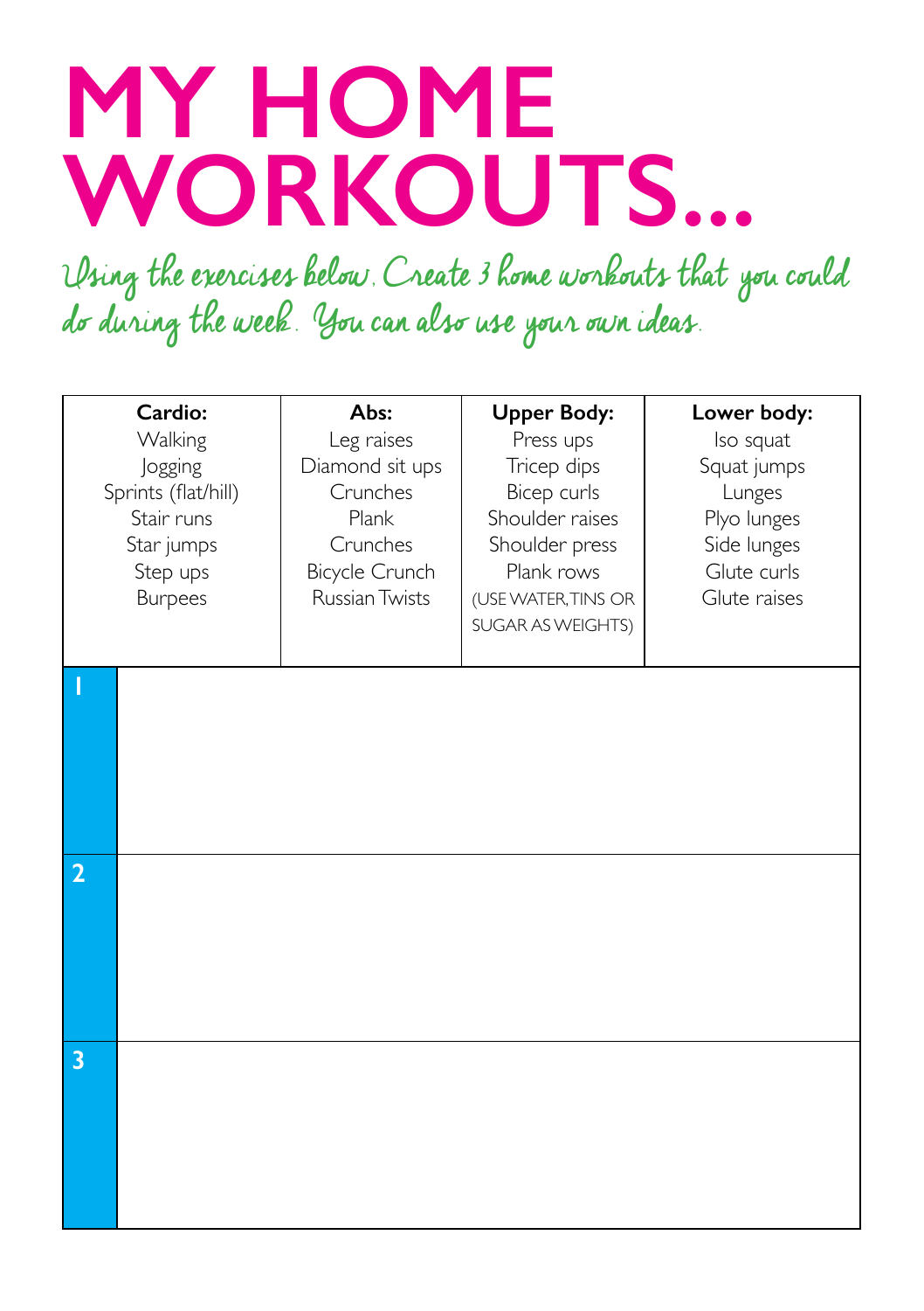# MY HOME WORKOUTS...

*Using the exercises below. Create 3 home workouts that you could do during the week. You can also use your own ideas.*

| Cardio: | Abs: | Upper Body: | Lower body: |
|---|---|---|---|
| Walking | Leg raises | Press ups | Iso squat |
| Jogging | Diamond sit ups | Tricep dips | Squat jumps |
| Sprints (flat/hill) | Crunches | Bicep curls | Lunges |
| Stair runs | Plank | Shoulder raises | Plyo lunges |
| Star jumps | Crunches | Shoulder press | Side lunges |
| Step ups | Bicycle Crunch | Plank rows | Glute curls |
| Burpees | Russian Twists | (USE WATER, TINS OR SUGAR AS WEIGHTS) | Glute raises |

| | |
|---|---|
| 1 | |
| 2 | |
| 3 | |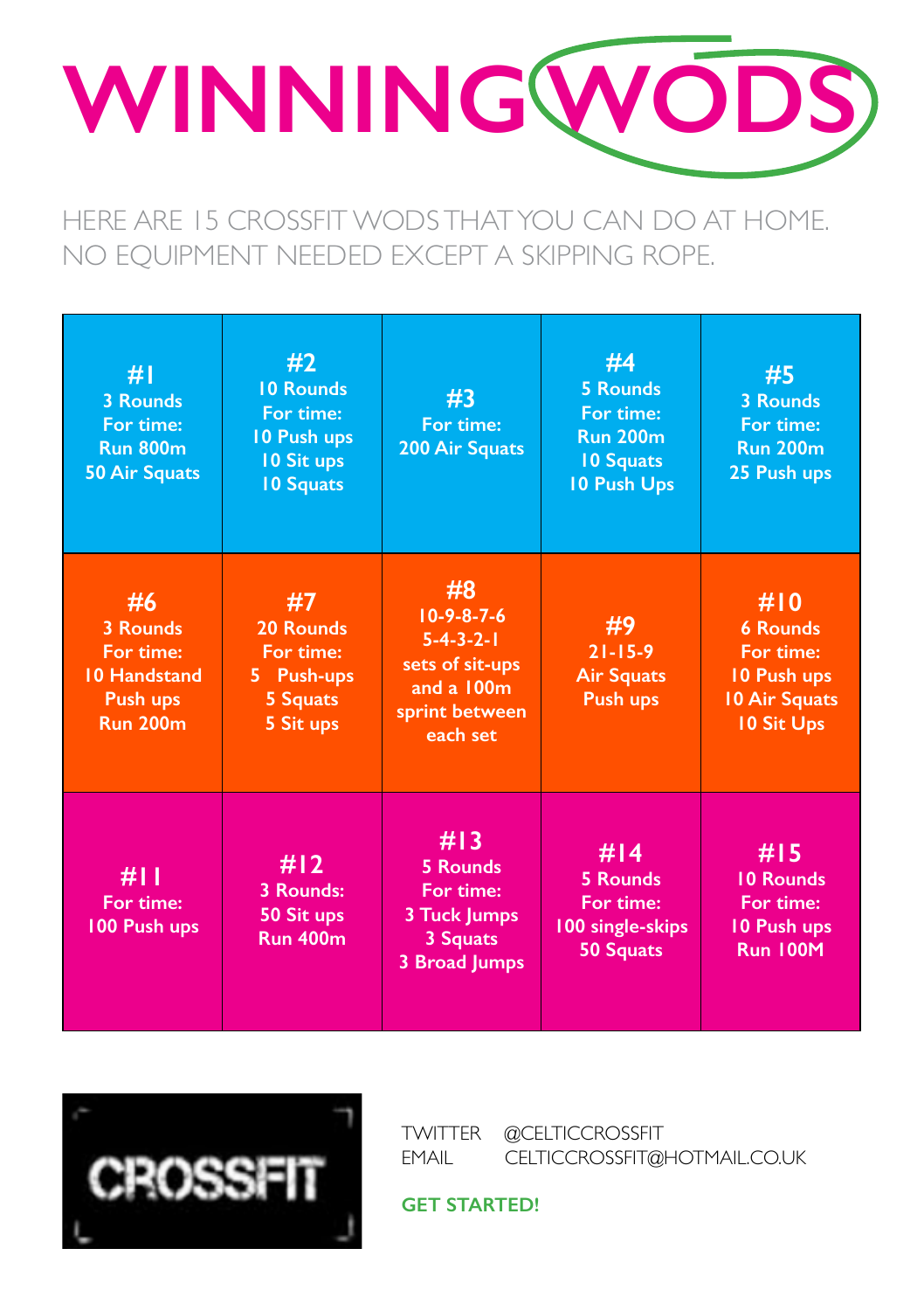# WINNING WODS

HERE ARE 15 CROSSFIT WODS THAT YOU CAN DO AT HOME. NO EQUIPMENT NEEDED EXCEPT A SKIPPING ROPE.

| | | | | |
|---|---|---|---|---|
| **#1**<br>3 Rounds<br>For time:<br>Run 800m<br>50 Air Squats | **#2**<br>10 Rounds<br>For time:<br>10 Push ups<br>10 Sit ups<br>10 Squats | **#3**<br>For time:<br>200 Air Squats | **#4**<br>5 Rounds<br>For time:<br>Run 200m<br>10 Squats<br>10 Push Ups | **#5**<br>3 Rounds<br>For time:<br>Run 200m<br>25 Push ups |
| **#6**<br>3 Rounds<br>For time:<br>10 Handstand Push ups<br>Run 200m | **#7**<br>20 Rounds<br>For time:<br>5 Push-ups<br>5 Squats<br>5 Sit ups | **#8**<br>10-9-8-7-6<br>5-4-3-2-1<br>sets of sit-ups and a 100m sprint between each set | **#9**<br>21-15-9<br>Air Squats<br>Push ups | **#10**<br>6 Rounds<br>For time:<br>10 Push ups<br>10 Air Squats<br>10 Sit Ups |
| **#11**<br>For time:<br>100 Push ups | **#12**<br>3 Rounds:<br>50 Sit ups<br>Run 400m | **#13**<br>5 Rounds<br>For time:<br>3 Tuck Jumps<br>3 Squats<br>3 Broad Jumps | **#14**<br>5 Rounds<br>For time:<br>100 single-skips<br>50 Squats | **#15**<br>10 Rounds<br>For time:<br>10 Push ups<br>Run 100M |

CROSSFIT

TWITTER @CELTICCROSSFIT
EMAIL CELTICCROSSFIT@HOTMAIL.CO.UK

**GET STARTED!**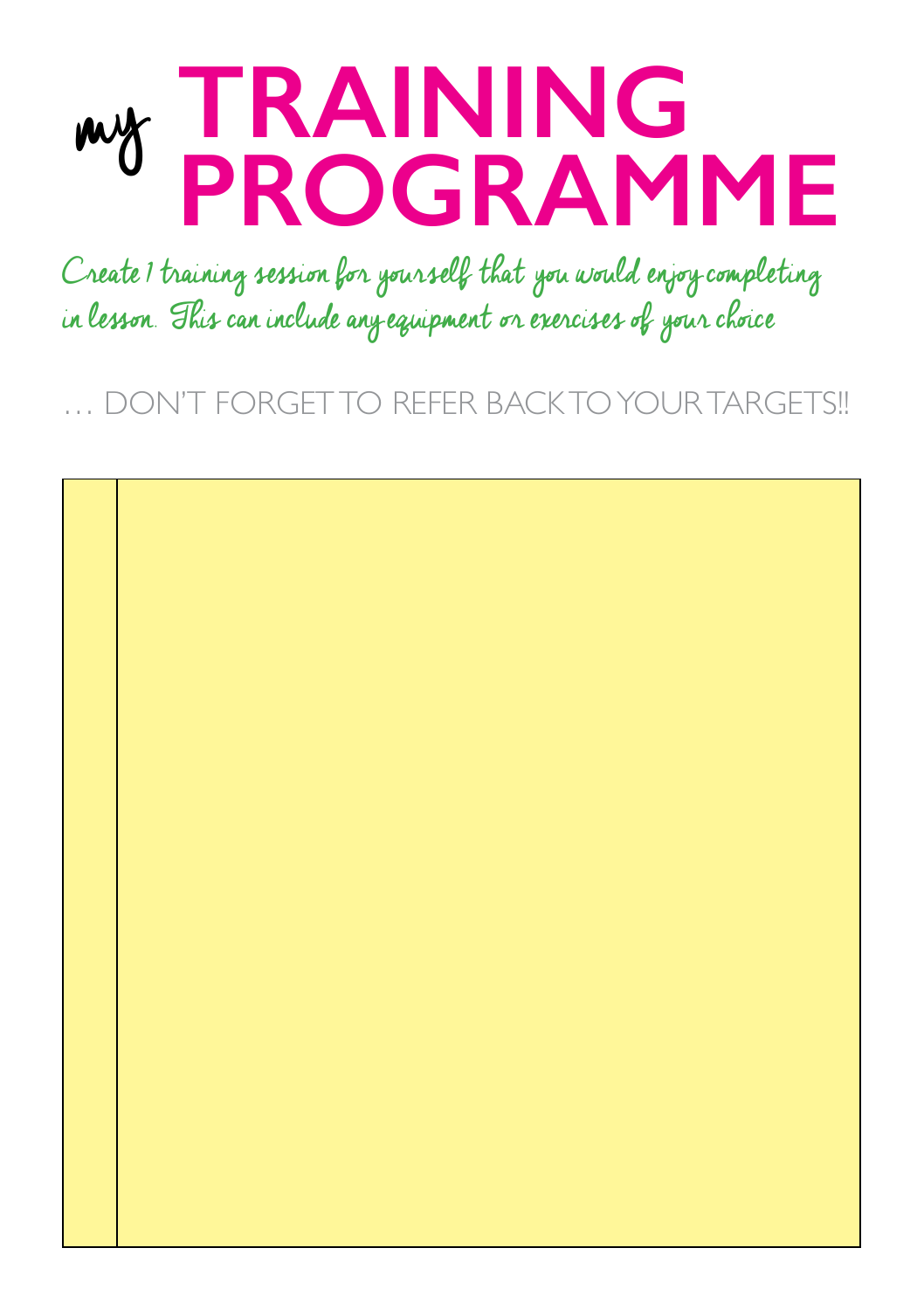# *my* TRAINING PROGRAMME

*Create 1 training session for yourself that you would enjoy completing in lesson. This can include any equipment or exercises of your choice*

… DON'T FORGET TO REFER BACK TO YOUR TARGETS!!

| | |
|---|---|
| | |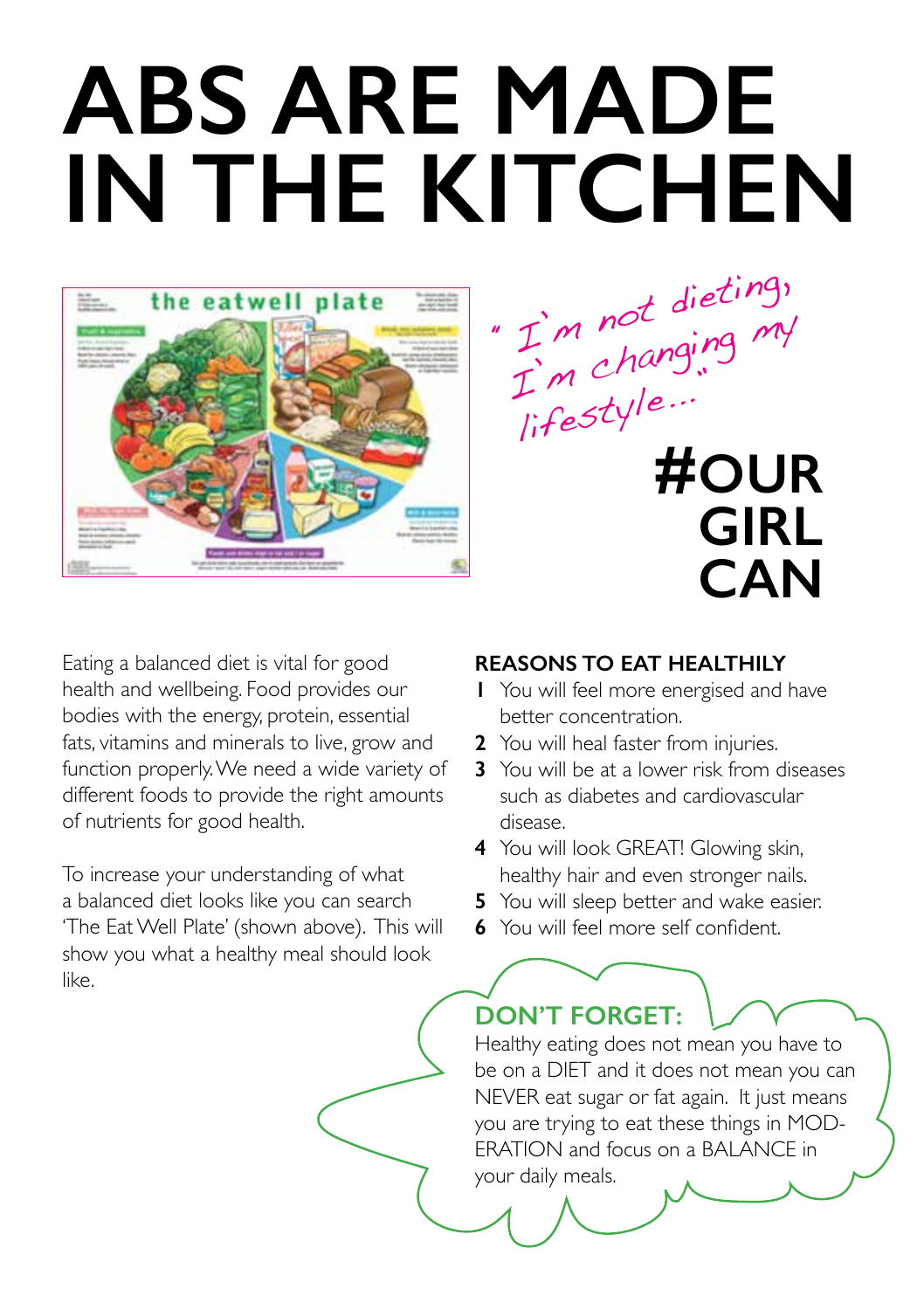# ABS ARE MADE IN THE KITCHEN

*"I'm not dieting, I'm changing my lifestyle..."*

**#OUR GIRL CAN**

Eating a balanced diet is vital for good health and wellbeing. Food provides our bodies with the energy, protein, essential fats, vitamins and minerals to live, grow and function properly. We need a wide variety of different foods to provide the right amounts of nutrients for good health.

To increase your understanding of what a balanced diet looks like you can search 'The Eat Well Plate' (shown above). This will show you what a healthy meal should look like.

### REASONS TO EAT HEALTHILY

1. You will feel more energised and have better concentration.
2. You will heal faster from injuries.
3. You will be at a lower risk from diseases such as diabetes and cardiovascular disease.
4. You will look GREAT! Glowing skin, healthy hair and even stronger nails.
5. You will sleep better and wake easier.
6. You will feel more self confident.

### DON'T FORGET:

Healthy eating does not mean you have to be on a DIET and it does not mean you can NEVER eat sugar or fat again. It just means you are trying to eat these things in MODERATION and focus on a BALANCE in your daily meals.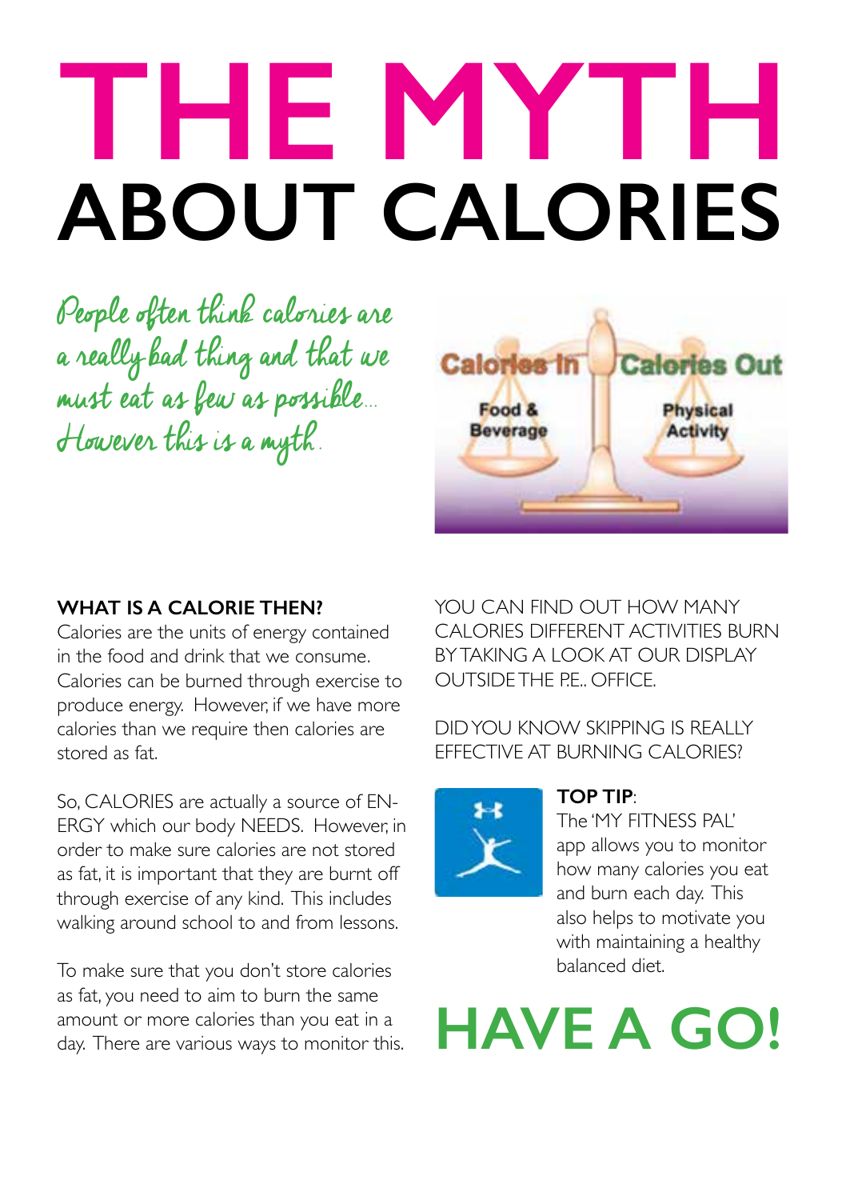# THE MYTH ABOUT CALORIES

*People often think calories are a really bad thing and that we must eat as few as possible... However this is a myth.*

### WHAT IS A CALORIE THEN?

Calories are the units of energy contained in the food and drink that we consume. Calories can be burned through exercise to produce energy. However, if we have more calories than we require then calories are stored as fat.

So, CALORIES are actually a source of ENERGY which our body NEEDS. However, in order to make sure calories are not stored as fat, it is important that they are burnt off through exercise of any kind. This includes walking around school to and from lessons.

To make sure that you don't store calories as fat, you need to aim to burn the same amount or more calories than you eat in a day. There are various ways to monitor this.

YOU CAN FIND OUT HOW MANY CALORIES DIFFERENT ACTIVITIES BURN BY TAKING A LOOK AT OUR DISPLAY OUTSIDE THE P.E.. OFFICE.

DID YOU KNOW SKIPPING IS REALLY EFFECTIVE AT BURNING CALORIES?

**TOP TIP**: The 'MY FITNESS PAL' app allows you to monitor how many calories you eat and burn each day. This also helps to motivate you with maintaining a healthy balanced diet.

## HAVE A GO!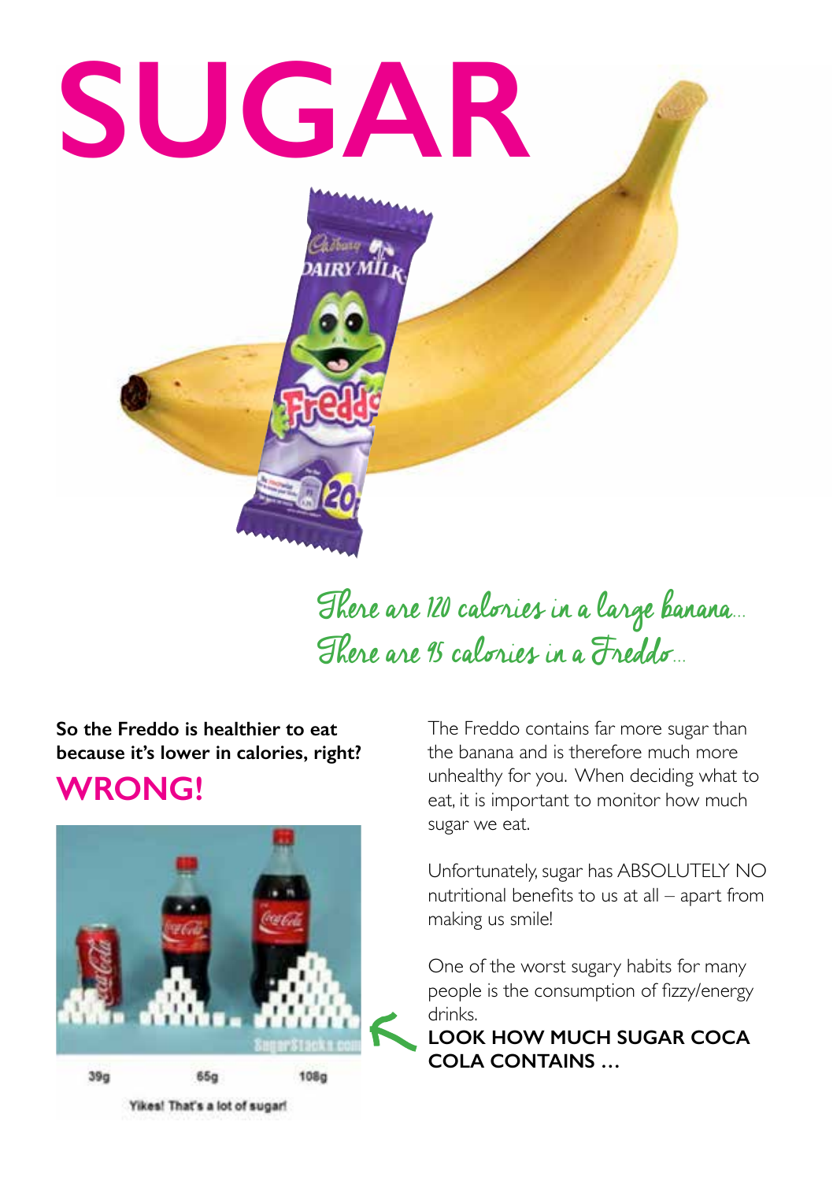# SUGAR

*There are 120 calories in a large banana...*
*There are 95 calories in a Freddo...*

**So the Freddo is healthier to eat because it's lower in calories, right?**

## WRONG!

39g 65g 108g

Yikes! That's a lot of sugar!

The Freddo contains far more sugar than the banana and is therefore much more unhealthy for you. When deciding what to eat, it is important to monitor how much sugar we eat.

Unfortunately, sugar has ABSOLUTELY NO nutritional benefits to us at all – apart from making us smile!

One of the worst sugary habits for many people is the consumption of fizzy/energy drinks.

**LOOK HOW MUCH SUGAR COCA COLA CONTAINS …**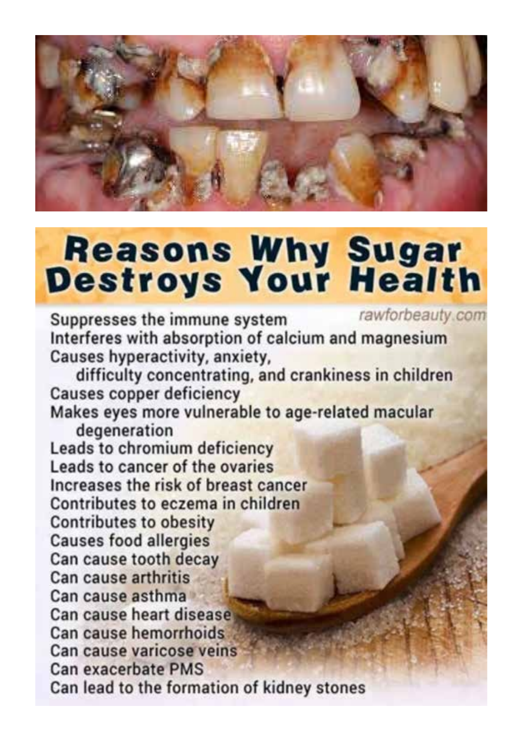# Reasons Why Sugar Destroys Your Health

rawforbeauty.com

Suppresses the immune system
Interferes with absorption of calcium and magnesium
Causes hyperactivity, anxiety,
difficulty concentrating, and crankiness in children
Causes copper deficiency
Makes eyes more vulnerable to age-related macular
degeneration
Leads to chromium deficiency
Leads to cancer of the ovaries
Increases the risk of breast cancer
Contributes to eczema in children
Contributes to obesity
Causes food allergies
Can cause tooth decay
Can cause arthritis
Can cause asthma
Can cause heart disease
Can cause hemorrhoids
Can cause varicose veins
Can exacerbate PMS
Can lead to the formation of kidney stones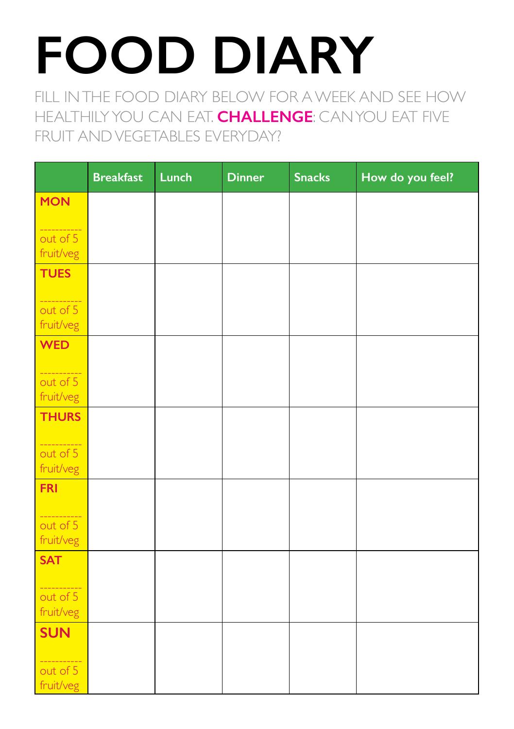# FOOD DIARY

FILL IN THE FOOD DIARY BELOW FOR A WEEK AND SEE HOW HEALTHILY YOU CAN EAT. **CHALLENGE**: CAN YOU EAT FIVE FRUIT AND VEGETABLES EVERYDAY?

| | Breakfast | Lunch | Dinner | Snacks | How do you feel? |
|---|---|---|---|---|---|
| **MON** ----------- out of 5 fruit/veg | | | | | |
| **TUES** ----------- out of 5 fruit/veg | | | | | |
| **WED** ----------- out of 5 fruit/veg | | | | | |
| **THURS** ----------- out of 5 fruit/veg | | | | | |
| **FRI** ----------- out of 5 fruit/veg | | | | | |
| **SAT** ----------- out of 5 fruit/veg | | | | | |
| **SUN** ----------- out of 5 fruit/veg | | | | | |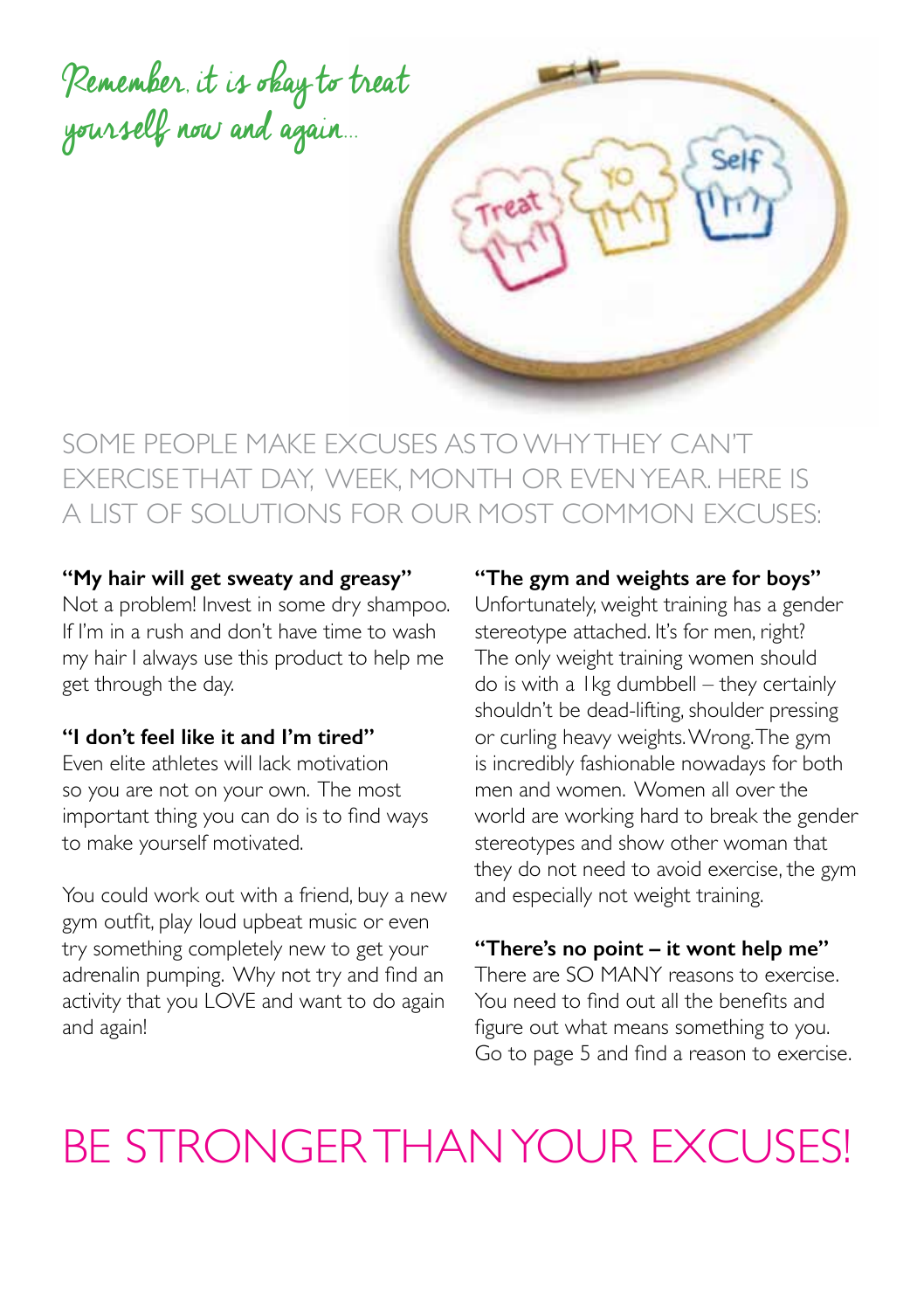*Remember, it is okay to treat yourself now and again...*

## SOME PEOPLE MAKE EXCUSES AS TO WHY THEY CAN'T EXERCISE THAT DAY, WEEK, MONTH OR EVEN YEAR. HERE IS A LIST OF SOLUTIONS FOR OUR MOST COMMON EXCUSES:

**"My hair will get sweaty and greasy"**
Not a problem! Invest in some dry shampoo. If I'm in a rush and don't have time to wash my hair I always use this product to help me get through the day.

**"I don't feel like it and I'm tired"**
Even elite athletes will lack motivation so you are not on your own. The most important thing you can do is to find ways to make yourself motivated.

You could work out with a friend, buy a new gym outfit, play loud upbeat music or even try something completely new to get your adrenalin pumping. Why not try and find an activity that you LOVE and want to do again and again!

**"The gym and weights are for boys"**
Unfortunately, weight training has a gender stereotype attached. It's for men, right? The only weight training women should do is with a 1kg dumbbell – they certainly shouldn't be dead-lifting, shoulder pressing or curling heavy weights. Wrong. The gym is incredibly fashionable nowadays for both men and women. Women all over the world are working hard to break the gender stereotypes and show other woman that they do not need to avoid exercise, the gym and especially not weight training.

**"There's no point – it wont help me"**
There are SO MANY reasons to exercise. You need to find out all the benefits and figure out what means something to you. Go to page 5 and find a reason to exercise.

# BE STRONGER THAN YOUR EXCUSES!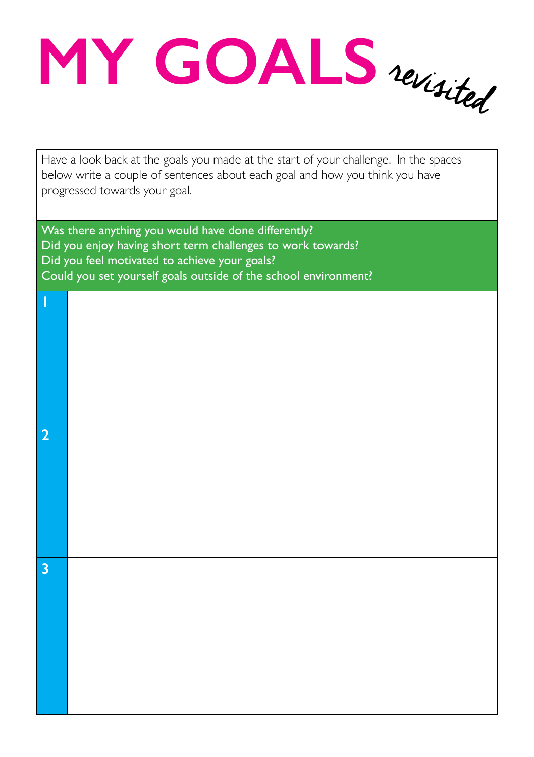# MY GOALS *revisited*

Have a look back at the goals you made at the start of your challenge. In the spaces below write a couple of sentences about each goal and how you think you have progressed towards your goal.

Was there anything you would have done differently?
Did you enjoy having short term challenges to work towards?
Did you feel motivated to achieve your goals?
Could you set yourself goals outside of the school environment?

| | |
|---|---|
| 1 | |
| 2 | |
| 3 | |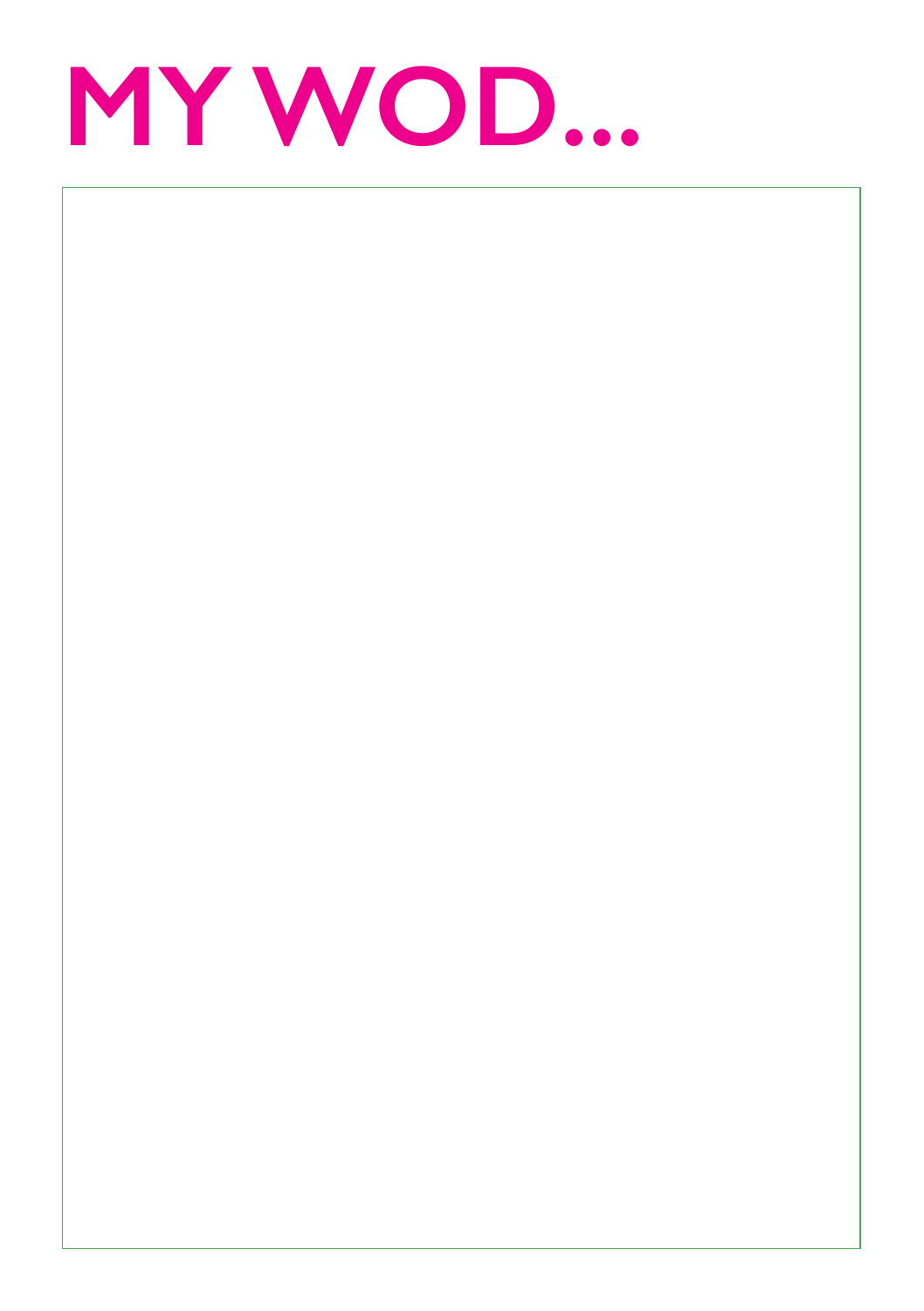# MY WOD...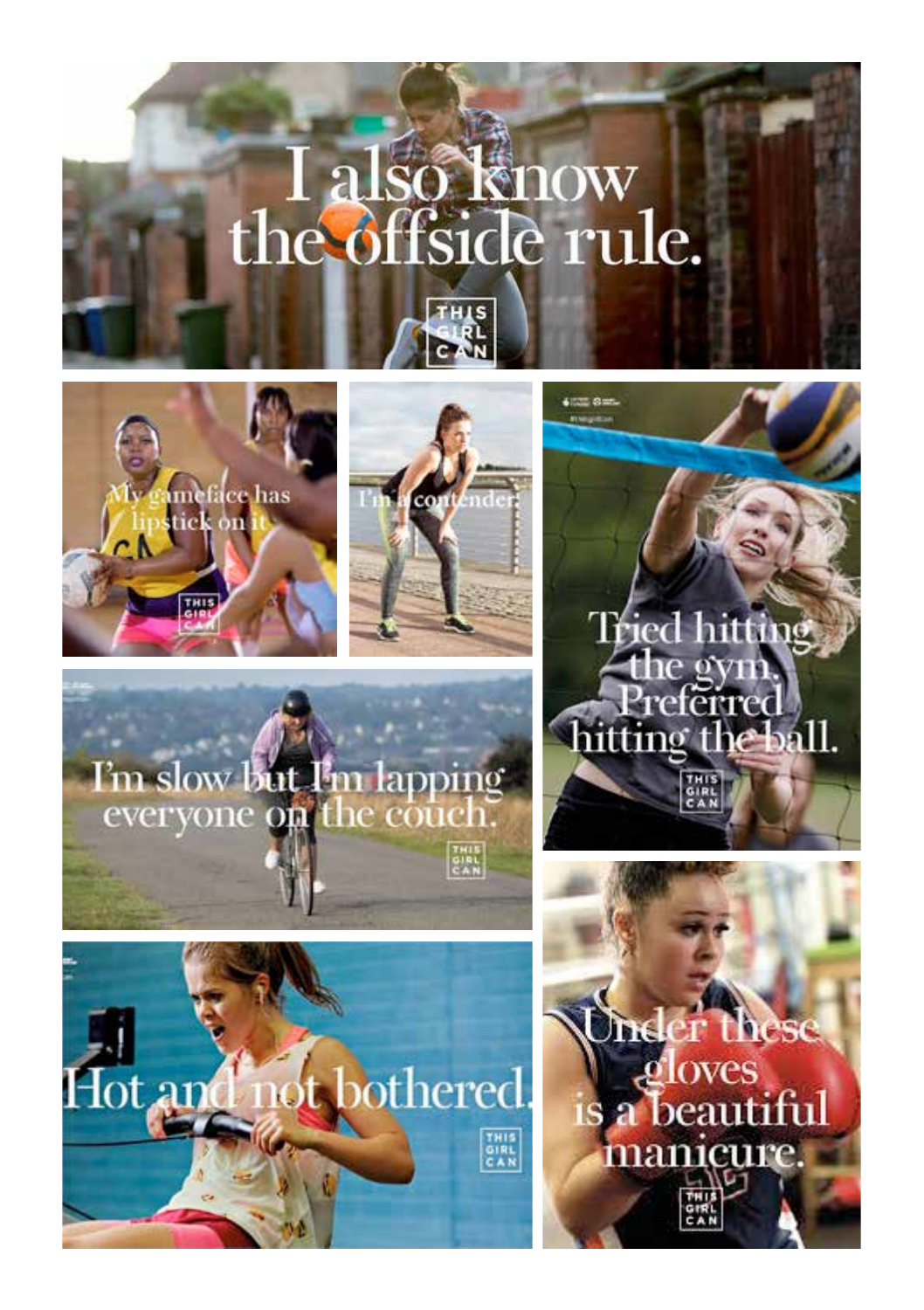I also know the offside rule.

THIS GIRL CAN

My gameface has lipstick on it.

THIS GIRL CAN

I'm a contender.

Tried hitting the gym. Preferred hitting the ball.

THIS GIRL CAN

I'm slow but I'm lapping everyone on the couch.

THIS GIRL CAN

Hot and not bothered.

THIS GIRL CAN

Under these gloves is a beautiful manicure.

THIS GIRL CAN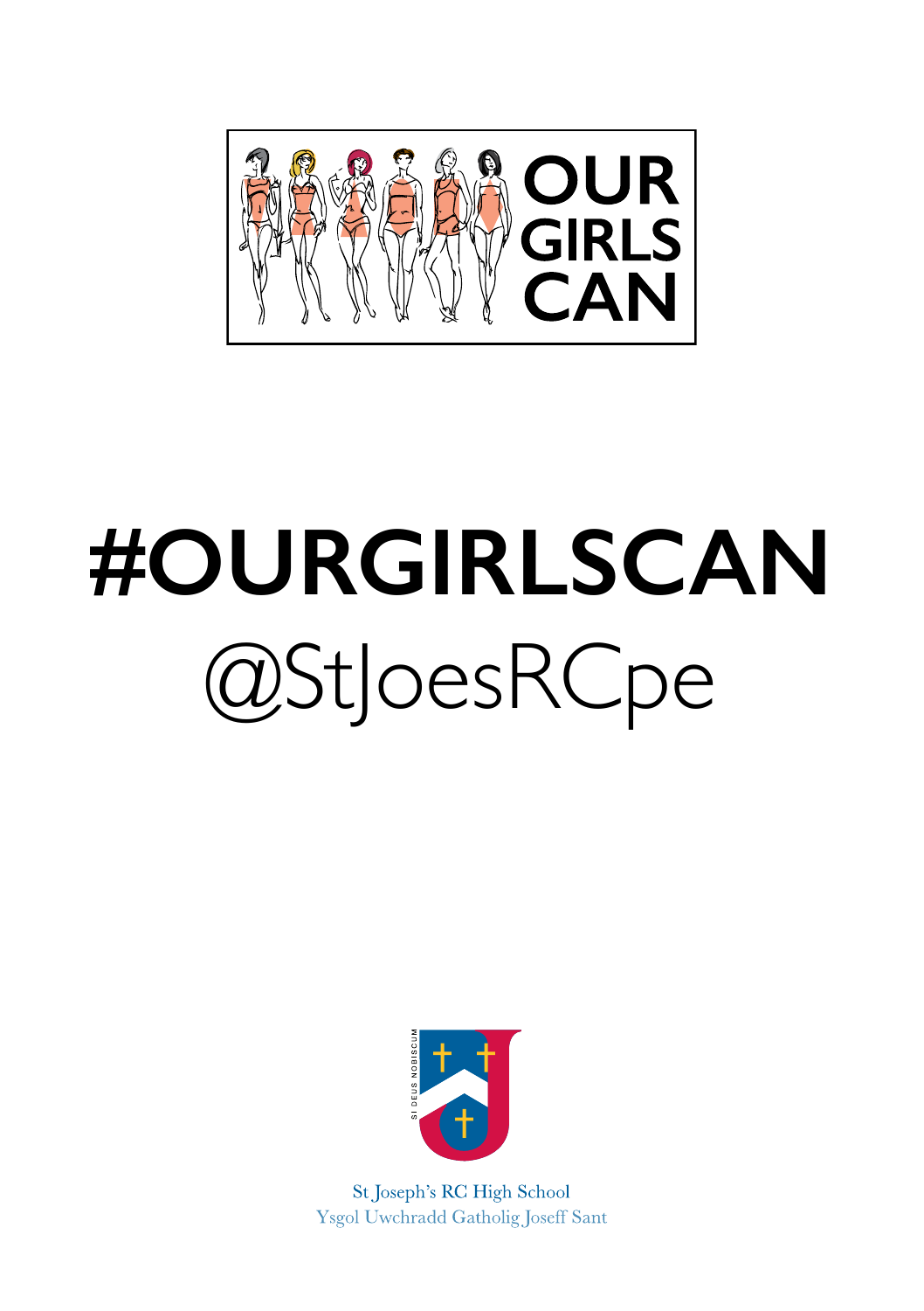OUR GIRLS CAN

# #OURGIRLSCAN

@StJoesRCpe

SI DEUS NOBISCUM

St Joseph's RC High School
Ysgol Uwchradd Gatholig Joseff Sant